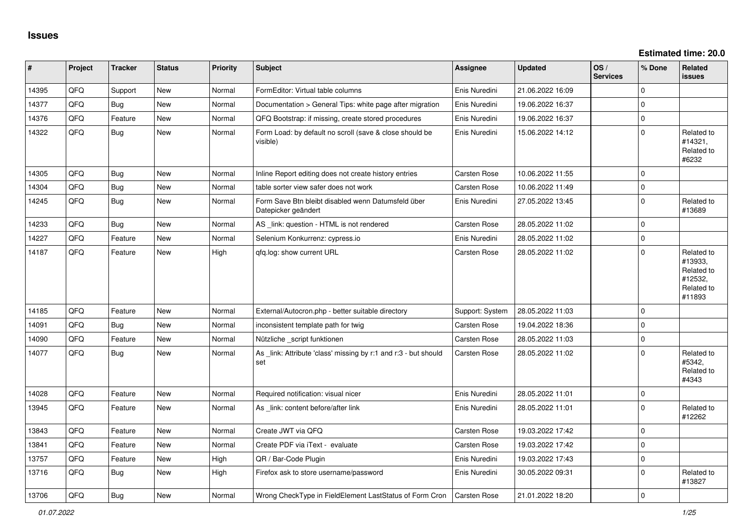# Issues

**Estimated time: 20.0**

| # | Project | Tracker | Status | Priority | Subject | Assignee | Updated | OS / Services | % Done | Related issues |
|---|---|---|---|---|---|---|---|---|---|---|
| 14395 | QFQ | Support | New | Normal | FormEditor: Virtual table columns | Enis Nuredini | 21.06.2022 16:09 | | 0 | |
| 14377 | QFQ | Bug | New | Normal | Documentation > General Tips: white page after migration | Enis Nuredini | 19.06.2022 16:37 | | 0 | |
| 14376 | QFQ | Feature | New | Normal | QFQ Bootstrap: if missing, create stored procedures | Enis Nuredini | 19.06.2022 16:37 | | 0 | |
| 14322 | QFQ | Bug | New | Normal | Form Load: by default no scroll (save & close should be visible) | Enis Nuredini | 15.06.2022 14:12 | | 0 | Related to #14321, Related to #6232 |
| 14305 | QFQ | Bug | New | Normal | Inline Report editing does not create history entries | Carsten Rose | 10.06.2022 11:55 | | 0 | |
| 14304 | QFQ | Bug | New | Normal | table sorter view safer does not work | Carsten Rose | 10.06.2022 11:49 | | 0 | |
| 14245 | QFQ | Bug | New | Normal | Form Save Btn bleibt disabled wenn Datumsfeld über Datepicker geändert | Enis Nuredini | 27.05.2022 13:45 | | 0 | Related to #13689 |
| 14233 | QFQ | Bug | New | Normal | AS _link: question - HTML is not rendered | Carsten Rose | 28.05.2022 11:02 | | 0 | |
| 14227 | QFQ | Feature | New | Normal | Selenium Konkurrenz: cypress.io | Enis Nuredini | 28.05.2022 11:02 | | 0 | |
| 14187 | QFQ | Feature | New | High | qfq.log: show current URL | Carsten Rose | 28.05.2022 11:02 | | 0 | Related to #13933, Related to #12532, Related to #11893 |
| 14185 | QFQ | Feature | New | Normal | External/Autocron.php - better suitable directory | Support: System | 28.05.2022 11:03 | | 0 | |
| 14091 | QFQ | Bug | New | Normal | inconsistent template path for twig | Carsten Rose | 19.04.2022 18:36 | | 0 | |
| 14090 | QFQ | Feature | New | Normal | Nützliche _script funktionen | Carsten Rose | 28.05.2022 11:03 | | 0 | |
| 14077 | QFQ | Bug | New | Normal | As _link: Attribute 'class' missing by r:1 and r:3 - but should set | Carsten Rose | 28.05.2022 11:02 | | 0 | Related to #5342, Related to #4343 |
| 14028 | QFQ | Feature | New | Normal | Required notification: visual nicer | Enis Nuredini | 28.05.2022 11:01 | | 0 | |
| 13945 | QFQ | Feature | New | Normal | As _link: content before/after link | Enis Nuredini | 28.05.2022 11:01 | | 0 | Related to #12262 |
| 13843 | QFQ | Feature | New | Normal | Create JWT via QFQ | Carsten Rose | 19.03.2022 17:42 | | 0 | |
| 13841 | QFQ | Feature | New | Normal | Create PDF via iText - evaluate | Carsten Rose | 19.03.2022 17:42 | | 0 | |
| 13757 | QFQ | Feature | New | High | QR / Bar-Code Plugin | Enis Nuredini | 19.03.2022 17:43 | | 0 | |
| 13716 | QFQ | Bug | New | High | Firefox ask to store username/password | Enis Nuredini | 30.05.2022 09:31 | | 0 | Related to #13827 |
| 13706 | QFQ | Bug | New | Normal | Wrong CheckType in FieldElement LastStatus of Form Cron | Carsten Rose | 21.01.2022 18:20 | | 0 | |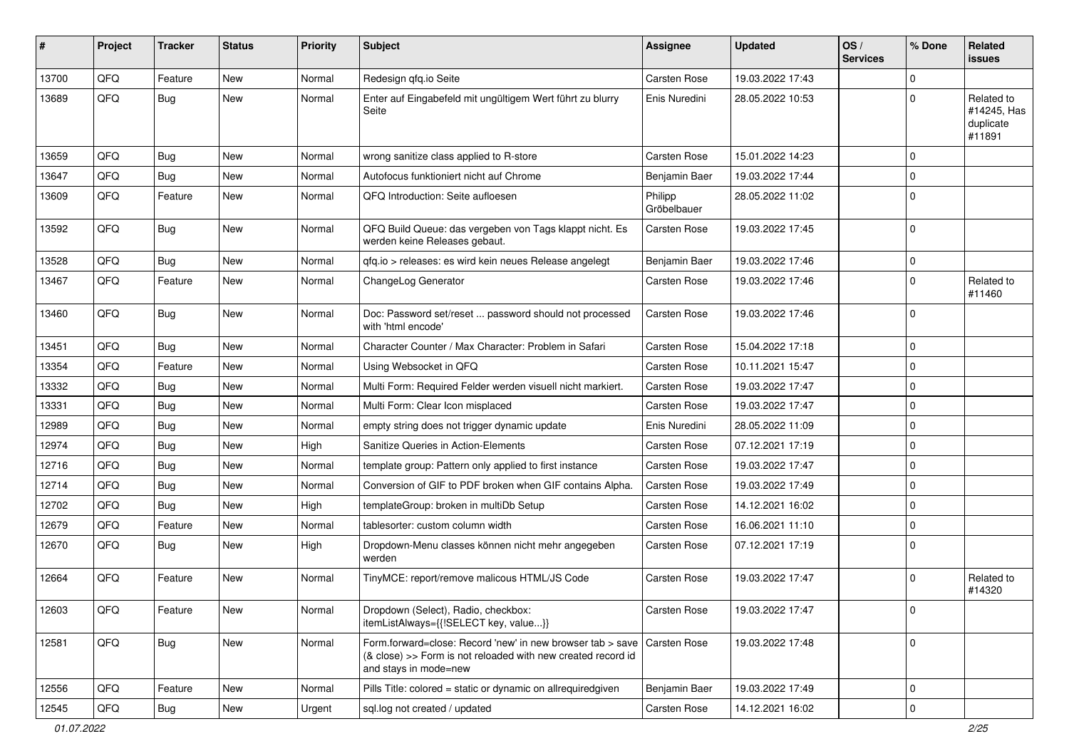| # | Project | Tracker | Status | Priority | Subject | Assignee | Updated | OS / Services | % Done | Related issues |
|---|---|---|---|---|---|---|---|---|---|---|
| 13700 | QFQ | Feature | New | Normal | Redesign qfq.io Seite | Carsten Rose | 19.03.2022 17:43 | | 0 | |
| 13689 | QFQ | Bug | New | Normal | Enter auf Eingabefeld mit ungültigem Wert führt zu blurry Seite | Enis Nuredini | 28.05.2022 10:53 | | 0 | Related to #14245, Has duplicate #11891 |
| 13659 | QFQ | Bug | New | Normal | wrong sanitize class applied to R-store | Carsten Rose | 15.01.2022 14:23 | | 0 | |
| 13647 | QFQ | Bug | New | Normal | Autofocus funktioniert nicht auf Chrome | Benjamin Baer | 19.03.2022 17:44 | | 0 | |
| 13609 | QFQ | Feature | New | Normal | QFQ Introduction: Seite aufloesen | Philipp Gröbelbauer | 28.05.2022 11:02 | | 0 | |
| 13592 | QFQ | Bug | New | Normal | QFQ Build Queue: das vergeben von Tags klappt nicht. Es werden keine Releases gebaut. | Carsten Rose | 19.03.2022 17:45 | | 0 | |
| 13528 | QFQ | Bug | New | Normal | qfq.io > releases: es wird kein neues Release angelegt | Benjamin Baer | 19.03.2022 17:46 | | 0 | |
| 13467 | QFQ | Feature | New | Normal | ChangeLog Generator | Carsten Rose | 19.03.2022 17:46 | | 0 | Related to #11460 |
| 13460 | QFQ | Bug | New | Normal | Doc: Password set/reset ... password should not processed with 'html encode' | Carsten Rose | 19.03.2022 17:46 | | 0 | |
| 13451 | QFQ | Bug | New | Normal | Character Counter / Max Character: Problem in Safari | Carsten Rose | 15.04.2022 17:18 | | 0 | |
| 13354 | QFQ | Feature | New | Normal | Using Websocket in QFQ | Carsten Rose | 10.11.2021 15:47 | | 0 | |
| 13332 | QFQ | Bug | New | Normal | Multi Form: Required Felder werden visuell nicht markiert. | Carsten Rose | 19.03.2022 17:47 | | 0 | |
| 13331 | QFQ | Bug | New | Normal | Multi Form: Clear Icon misplaced | Carsten Rose | 19.03.2022 17:47 | | 0 | |
| 12989 | QFQ | Bug | New | Normal | empty string does not trigger dynamic update | Enis Nuredini | 28.05.2022 11:09 | | 0 | |
| 12974 | QFQ | Bug | New | High | Sanitize Queries in Action-Elements | Carsten Rose | 07.12.2021 17:19 | | 0 | |
| 12716 | QFQ | Bug | New | Normal | template group: Pattern only applied to first instance | Carsten Rose | 19.03.2022 17:47 | | 0 | |
| 12714 | QFQ | Bug | New | Normal | Conversion of GIF to PDF broken when GIF contains Alpha. | Carsten Rose | 19.03.2022 17:49 | | 0 | |
| 12702 | QFQ | Bug | New | High | templateGroup: broken in multiDb Setup | Carsten Rose | 14.12.2021 16:02 | | 0 | |
| 12679 | QFQ | Feature | New | Normal | tablesorter: custom column width | Carsten Rose | 16.06.2021 11:10 | | 0 | |
| 12670 | QFQ | Bug | New | High | Dropdown-Menu classes können nicht mehr angegeben werden | Carsten Rose | 07.12.2021 17:19 | | 0 | |
| 12664 | QFQ | Feature | New | Normal | TinyMCE: report/remove malicous HTML/JS Code | Carsten Rose | 19.03.2022 17:47 | | 0 | Related to #14320 |
| 12603 | QFQ | Feature | New | Normal | Dropdown (Select), Radio, checkbox: itemListAlways={{!SELECT key, value...}} | Carsten Rose | 19.03.2022 17:47 | | 0 | |
| 12581 | QFQ | Bug | New | Normal | Form.forward=close: Record 'new' in new browser tab > save (& close) >> Form is not reloaded with new created record id and stays in mode=new | Carsten Rose | 19.03.2022 17:48 | | 0 | |
| 12556 | QFQ | Feature | New | Normal | Pills Title: colored = static or dynamic on allrequiredgiven | Benjamin Baer | 19.03.2022 17:49 | | 0 | |
| 12545 | QFQ | Bug | New | Urgent | sql.log not created / updated | Carsten Rose | 14.12.2021 16:02 | | 0 | |

*01.07.2022*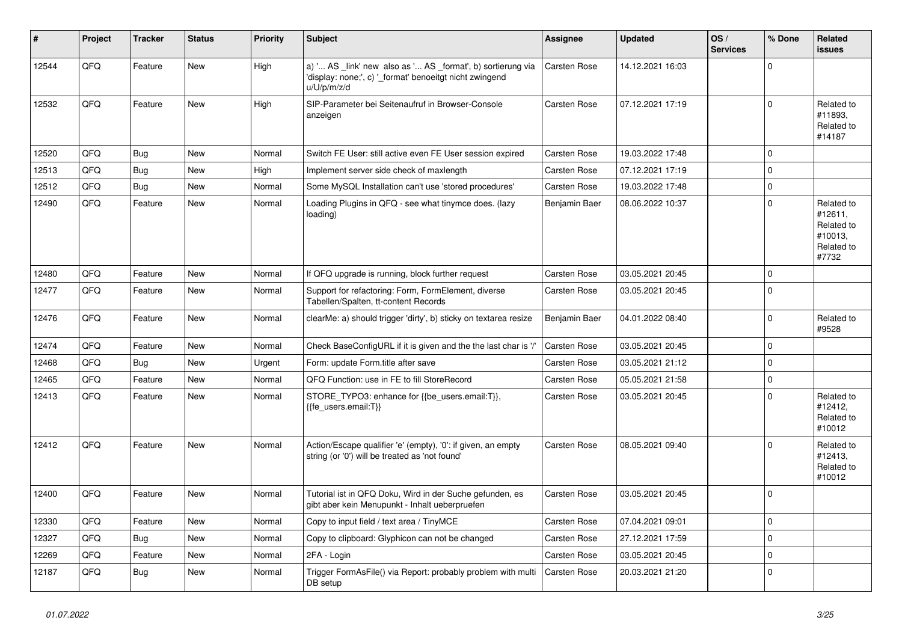| # | Project | Tracker | Status | Priority | Subject | Assignee | Updated | OS / Services | % Done | Related issues |
|---|---|---|---|---|---|---|---|---|---|---|
| 12544 | QFQ | Feature | New | High | a) '... AS _link' new also as '... AS _format', b) sortierung via 'display: none;', c) '_format' benoeitgt nicht zwingend u/U/p/m/z/d | Carsten Rose | 14.12.2021 16:03 | | 0 | |
| 12532 | QFQ | Feature | New | High | SIP-Parameter bei Seitenaufruf in Browser-Console anzeigen | Carsten Rose | 07.12.2021 17:19 | | 0 | Related to #11893, Related to #14187 |
| 12520 | QFQ | Bug | New | Normal | Switch FE User: still active even FE User session expired | Carsten Rose | 19.03.2022 17:48 | | 0 | |
| 12513 | QFQ | Bug | New | High | Implement server side check of maxlength | Carsten Rose | 07.12.2021 17:19 | | 0 | |
| 12512 | QFQ | Bug | New | Normal | Some MySQL Installation can't use 'stored procedures' | Carsten Rose | 19.03.2022 17:48 | | 0 | |
| 12490 | QFQ | Feature | New | Normal | Loading Plugins in QFQ - see what tinymce does. (lazy loading) | Benjamin Baer | 08.06.2022 10:37 | | 0 | Related to #12611, Related to #10013, Related to #7732 |
| 12480 | QFQ | Feature | New | Normal | If QFQ upgrade is running, block further request | Carsten Rose | 03.05.2021 20:45 | | 0 | |
| 12477 | QFQ | Feature | New | Normal | Support for refactoring: Form, FormElement, diverse Tabellen/Spalten, tt-content Records | Carsten Rose | 03.05.2021 20:45 | | 0 | |
| 12476 | QFQ | Feature | New | Normal | clearMe: a) should trigger 'dirty', b) sticky on textarea resize | Benjamin Baer | 04.01.2022 08:40 | | 0 | Related to #9528 |
| 12474 | QFQ | Feature | New | Normal | Check BaseConfigURL if it is given and the the last char is '/' | Carsten Rose | 03.05.2021 20:45 | | 0 | |
| 12468 | QFQ | Bug | New | Urgent | Form: update Form.title after save | Carsten Rose | 03.05.2021 21:12 | | 0 | |
| 12465 | QFQ | Feature | New | Normal | QFQ Function: use in FE to fill StoreRecord | Carsten Rose | 05.05.2021 21:58 | | 0 | |
| 12413 | QFQ | Feature | New | Normal | STORE_TYPO3: enhance for {{be_users.email:T}}, {{fe_users.email:T}} | Carsten Rose | 03.05.2021 20:45 | | 0 | Related to #12412, Related to #10012 |
| 12412 | QFQ | Feature | New | Normal | Action/Escape qualifier 'e' (empty), '0': if given, an empty string (or '0') will be treated as 'not found' | Carsten Rose | 08.05.2021 09:40 | | 0 | Related to #12413, Related to #10012 |
| 12400 | QFQ | Feature | New | Normal | Tutorial ist in QFQ Doku, Wird in der Suche gefunden, es gibt aber kein Menupunkt - Inhalt ueberpruefen | Carsten Rose | 03.05.2021 20:45 | | 0 | |
| 12330 | QFQ | Feature | New | Normal | Copy to input field / text area / TinyMCE | Carsten Rose | 07.04.2021 09:01 | | 0 | |
| 12327 | QFQ | Bug | New | Normal | Copy to clipboard: Glyphicon can not be changed | Carsten Rose | 27.12.2021 17:59 | | 0 | |
| 12269 | QFQ | Feature | New | Normal | 2FA - Login | Carsten Rose | 03.05.2021 20:45 | | 0 | |
| 12187 | QFQ | Bug | New | Normal | Trigger FormAsFile() via Report: probably problem with multi DB setup | Carsten Rose | 20.03.2021 21:20 | | 0 | |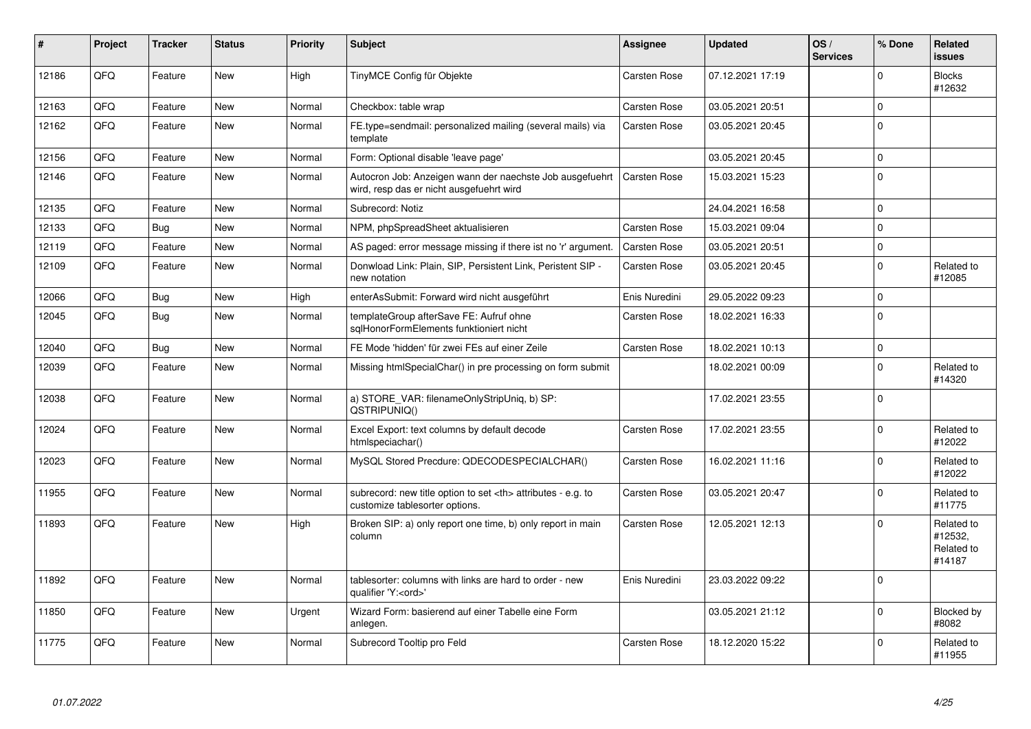| # | Project | Tracker | Status | Priority | Subject | Assignee | Updated | OS / Services | % Done | Related issues |
|---|---|---|---|---|---|---|---|---|---|---|
| 12186 | QFQ | Feature | New | High | TinyMCE Config für Objekte | Carsten Rose | 07.12.2021 17:19 | | 0 | Blocks #12632 |
| 12163 | QFQ | Feature | New | Normal | Checkbox: table wrap | Carsten Rose | 03.05.2021 20:51 | | 0 | |
| 12162 | QFQ | Feature | New | Normal | FE.type=sendmail: personalized mailing (several mails) via template | Carsten Rose | 03.05.2021 20:45 | | 0 | |
| 12156 | QFQ | Feature | New | Normal | Form: Optional disable 'leave page' | | 03.05.2021 20:45 | | 0 | |
| 12146 | QFQ | Feature | New | Normal | Autocron Job: Anzeigen wann der naechste Job ausgefuehrt wird, resp das er nicht ausgefuehrt wird | Carsten Rose | 15.03.2021 15:23 | | 0 | |
| 12135 | QFQ | Feature | New | Normal | Subrecord: Notiz | | 24.04.2021 16:58 | | 0 | |
| 12133 | QFQ | Bug | New | Normal | NPM, phpSpreadSheet aktualisieren | Carsten Rose | 15.03.2021 09:04 | | 0 | |
| 12119 | QFQ | Feature | New | Normal | AS paged: error message missing if there ist no 'r' argument. | Carsten Rose | 03.05.2021 20:51 | | 0 | |
| 12109 | QFQ | Feature | New | Normal | Donwload Link: Plain, SIP, Persistent Link, Peristent SIP - new notation | Carsten Rose | 03.05.2021 20:45 | | 0 | Related to #12085 |
| 12066 | QFQ | Bug | New | High | enterAsSubmit: Forward wird nicht ausgeführt | Enis Nuredini | 29.05.2022 09:23 | | 0 | |
| 12045 | QFQ | Bug | New | Normal | templateGroup afterSave FE: Aufruf ohne sqlHonorFormElements funktioniert nicht | Carsten Rose | 18.02.2021 16:33 | | 0 | |
| 12040 | QFQ | Bug | New | Normal | FE Mode 'hidden' für zwei FEs auf einer Zeile | Carsten Rose | 18.02.2021 10:13 | | 0 | |
| 12039 | QFQ | Feature | New | Normal | Missing htmlSpecialChar() in pre processing on form submit | | 18.02.2021 00:09 | | 0 | Related to #14320 |
| 12038 | QFQ | Feature | New | Normal | a) STORE_VAR: filenameOnlyStripUniq, b) SP: QSTRIPUNIQ() | | 17.02.2021 23:55 | | 0 | |
| 12024 | QFQ | Feature | New | Normal | Excel Export: text columns by default decode htmlspeciachar() | Carsten Rose | 17.02.2021 23:55 | | 0 | Related to #12022 |
| 12023 | QFQ | Feature | New | Normal | MySQL Stored Precdure: QDECODESPECIALCHAR() | Carsten Rose | 16.02.2021 11:16 | | 0 | Related to #12022 |
| 11955 | QFQ | Feature | New | Normal | subrecord: new title option to set <th> attributes - e.g. to customize tablesorter options. | Carsten Rose | 03.05.2021 20:47 | | 0 | Related to #11775 |
| 11893 | QFQ | Feature | New | High | Broken SIP: a) only report one time, b) only report in main column | Carsten Rose | 12.05.2021 12:13 | | 0 | Related to #12532, Related to #14187 |
| 11892 | QFQ | Feature | New | Normal | tablesorter: columns with links are hard to order - new qualifier 'Y:<ord>' | Enis Nuredini | 23.03.2022 09:22 | | 0 | |
| 11850 | QFQ | Feature | New | Urgent | Wizard Form: basierend auf einer Tabelle eine Form anlegen. | | 03.05.2021 21:12 | | 0 | Blocked by #8082 |
| 11775 | QFQ | Feature | New | Normal | Subrecord Tooltip pro Feld | Carsten Rose | 18.12.2020 15:22 | | 0 | Related to #11955 |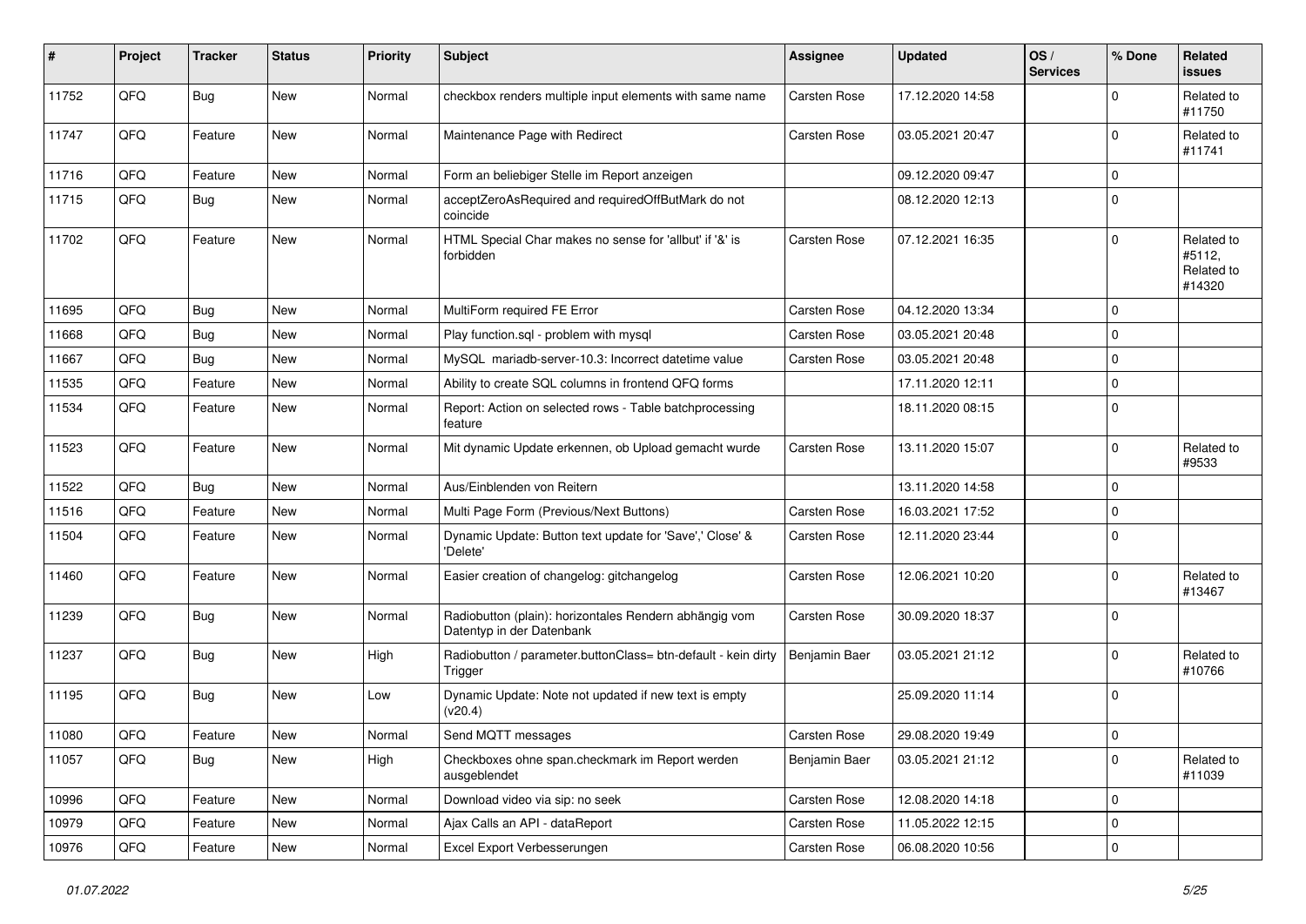| # | Project | Tracker | Status | Priority | Subject | Assignee | Updated | OS / Services | % Done | Related issues |
|---|---|---|---|---|---|---|---|---|---|---|
| 11752 | QFQ | Bug | New | Normal | checkbox renders multiple input elements with same name | Carsten Rose | 17.12.2020 14:58 | | 0 | Related to #11750 |
| 11747 | QFQ | Feature | New | Normal | Maintenance Page with Redirect | Carsten Rose | 03.05.2021 20:47 | | 0 | Related to #11741 |
| 11716 | QFQ | Feature | New | Normal | Form an beliebiger Stelle im Report anzeigen | | 09.12.2020 09:47 | | 0 | |
| 11715 | QFQ | Bug | New | Normal | acceptZeroAsRequired and requiredOffButMark do not coincide | | 08.12.2020 12:13 | | 0 | |
| 11702 | QFQ | Feature | New | Normal | HTML Special Char makes no sense for 'allbut' if '&' is forbidden | Carsten Rose | 07.12.2021 16:35 | | 0 | Related to #5112, Related to #14320 |
| 11695 | QFQ | Bug | New | Normal | MultiForm required FE Error | Carsten Rose | 04.12.2020 13:34 | | 0 | |
| 11668 | QFQ | Bug | New | Normal | Play function.sql - problem with mysql | Carsten Rose | 03.05.2021 20:48 | | 0 | |
| 11667 | QFQ | Bug | New | Normal | MySQL mariadb-server-10.3: Incorrect datetime value | Carsten Rose | 03.05.2021 20:48 | | 0 | |
| 11535 | QFQ | Feature | New | Normal | Ability to create SQL columns in frontend QFQ forms | | 17.11.2020 12:11 | | 0 | |
| 11534 | QFQ | Feature | New | Normal | Report: Action on selected rows - Table batchprocessing feature | | 18.11.2020 08:15 | | 0 | |
| 11523 | QFQ | Feature | New | Normal | Mit dynamic Update erkennen, ob Upload gemacht wurde | Carsten Rose | 13.11.2020 15:07 | | 0 | Related to #9533 |
| 11522 | QFQ | Bug | New | Normal | Aus/Einblenden von Reitern | | 13.11.2020 14:58 | | 0 | |
| 11516 | QFQ | Feature | New | Normal | Multi Page Form (Previous/Next Buttons) | Carsten Rose | 16.03.2021 17:52 | | 0 | |
| 11504 | QFQ | Feature | New | Normal | Dynamic Update: Button text update for 'Save',' Close' & 'Delete' | Carsten Rose | 12.11.2020 23:44 | | 0 | |
| 11460 | QFQ | Feature | New | Normal | Easier creation of changelog: gitchangelog | Carsten Rose | 12.06.2021 10:20 | | 0 | Related to #13467 |
| 11239 | QFQ | Bug | New | Normal | Radiobutton (plain): horizontales Rendern abhängig vom Datentyp in der Datenbank | Carsten Rose | 30.09.2020 18:37 | | 0 | |
| 11237 | QFQ | Bug | New | High | Radiobutton / parameter.buttonClass= btn-default - kein dirty Trigger | Benjamin Baer | 03.05.2021 21:12 | | 0 | Related to #10766 |
| 11195 | QFQ | Bug | New | Low | Dynamic Update: Note not updated if new text is empty (v20.4) | | 25.09.2020 11:14 | | 0 | |
| 11080 | QFQ | Feature | New | Normal | Send MQTT messages | Carsten Rose | 29.08.2020 19:49 | | 0 | |
| 11057 | QFQ | Bug | New | High | Checkboxes ohne span.checkmark im Report werden ausgeblendet | Benjamin Baer | 03.05.2021 21:12 | | 0 | Related to #11039 |
| 10996 | QFQ | Feature | New | Normal | Download video via sip: no seek | Carsten Rose | 12.08.2020 14:18 | | 0 | |
| 10979 | QFQ | Feature | New | Normal | Ajax Calls an API - dataReport | Carsten Rose | 11.05.2022 12:15 | | 0 | |
| 10976 | QFQ | Feature | New | Normal | Excel Export Verbesserungen | Carsten Rose | 06.08.2020 10:56 | | 0 | |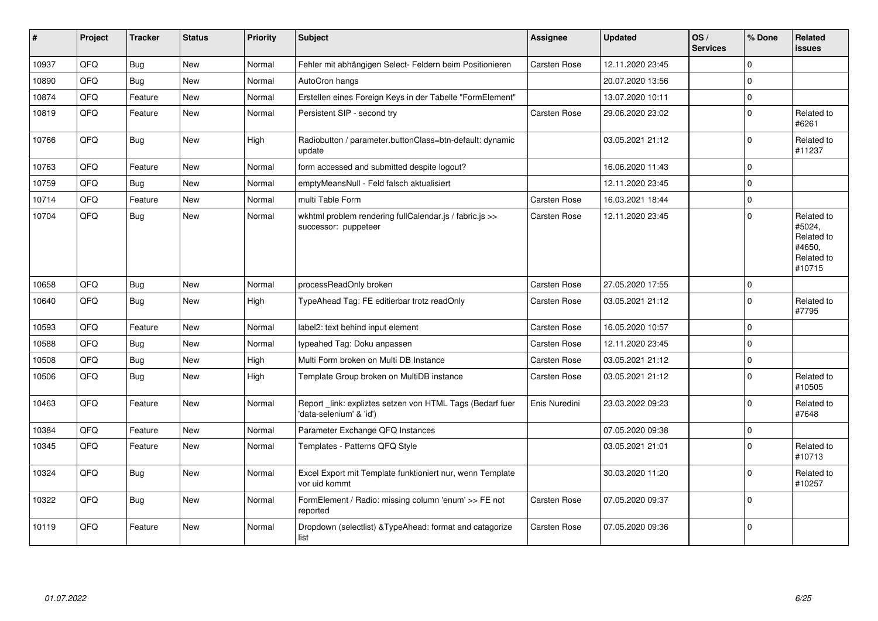| # | Project | Tracker | Status | Priority | Subject | Assignee | Updated | OS / Services | % Done | Related issues |
|---|---|---|---|---|---|---|---|---|---|---|
| 10937 | QFQ | Bug | New | Normal | Fehler mit abhängigen Select- Feldern beim Positionieren | Carsten Rose | 12.11.2020 23:45 | | 0 | |
| 10890 | QFQ | Bug | New | Normal | AutoCron hangs | | 20.07.2020 13:56 | | 0 | |
| 10874 | QFQ | Feature | New | Normal | Erstellen eines Foreign Keys in der Tabelle "FormElement" | | 13.07.2020 10:11 | | 0 | |
| 10819 | QFQ | Feature | New | Normal | Persistent SIP - second try | Carsten Rose | 29.06.2020 23:02 | | 0 | Related to #6261 |
| 10766 | QFQ | Bug | New | High | Radiobutton / parameter.buttonClass=btn-default: dynamic update | | 03.05.2021 21:12 | | 0 | Related to #11237 |
| 10763 | QFQ | Feature | New | Normal | form accessed and submitted despite logout? | | 16.06.2020 11:43 | | 0 | |
| 10759 | QFQ | Bug | New | Normal | emptyMeansNull - Feld falsch aktualisiert | | 12.11.2020 23:45 | | 0 | |
| 10714 | QFQ | Feature | New | Normal | multi Table Form | Carsten Rose | 16.03.2021 18:44 | | 0 | |
| 10704 | QFQ | Bug | New | Normal | wkhtml problem rendering fullCalendar.js / fabric.js >> successor: puppeteer | Carsten Rose | 12.11.2020 23:45 | | 0 | Related to #5024, Related to #4650, Related to #10715 |
| 10658 | QFQ | Bug | New | Normal | processReadOnly broken | Carsten Rose | 27.05.2020 17:55 | | 0 | |
| 10640 | QFQ | Bug | New | High | TypeAhead Tag: FE editierbar trotz readOnly | Carsten Rose | 03.05.2021 21:12 | | 0 | Related to #7795 |
| 10593 | QFQ | Feature | New | Normal | label2: text behind input element | Carsten Rose | 16.05.2020 10:57 | | 0 | |
| 10588 | QFQ | Bug | New | Normal | typeahed Tag: Doku anpassen | Carsten Rose | 12.11.2020 23:45 | | 0 | |
| 10508 | QFQ | Bug | New | High | Multi Form broken on Multi DB Instance | Carsten Rose | 03.05.2021 21:12 | | 0 | |
| 10506 | QFQ | Bug | New | High | Template Group broken on MultiDB instance | Carsten Rose | 03.05.2021 21:12 | | 0 | Related to #10505 |
| 10463 | QFQ | Feature | New | Normal | Report _link: expliztes setzen von HTML Tags (Bedarf fuer 'data-selenium' & 'id') | Enis Nuredini | 23.03.2022 09:23 | | 0 | Related to #7648 |
| 10384 | QFQ | Feature | New | Normal | Parameter Exchange QFQ Instances | | 07.05.2020 09:38 | | 0 | |
| 10345 | QFQ | Feature | New | Normal | Templates - Patterns QFQ Style | | 03.05.2021 21:01 | | 0 | Related to #10713 |
| 10324 | QFQ | Bug | New | Normal | Excel Export mit Template funktioniert nur, wenn Template vor uid kommt | | 30.03.2020 11:20 | | 0 | Related to #10257 |
| 10322 | QFQ | Bug | New | Normal | FormElement / Radio: missing column 'enum' >> FE not reported | Carsten Rose | 07.05.2020 09:37 | | 0 | |
| 10119 | QFQ | Feature | New | Normal | Dropdown (selectlist) &TypeAhead: format and catagorize list | Carsten Rose | 07.05.2020 09:36 | | 0 | |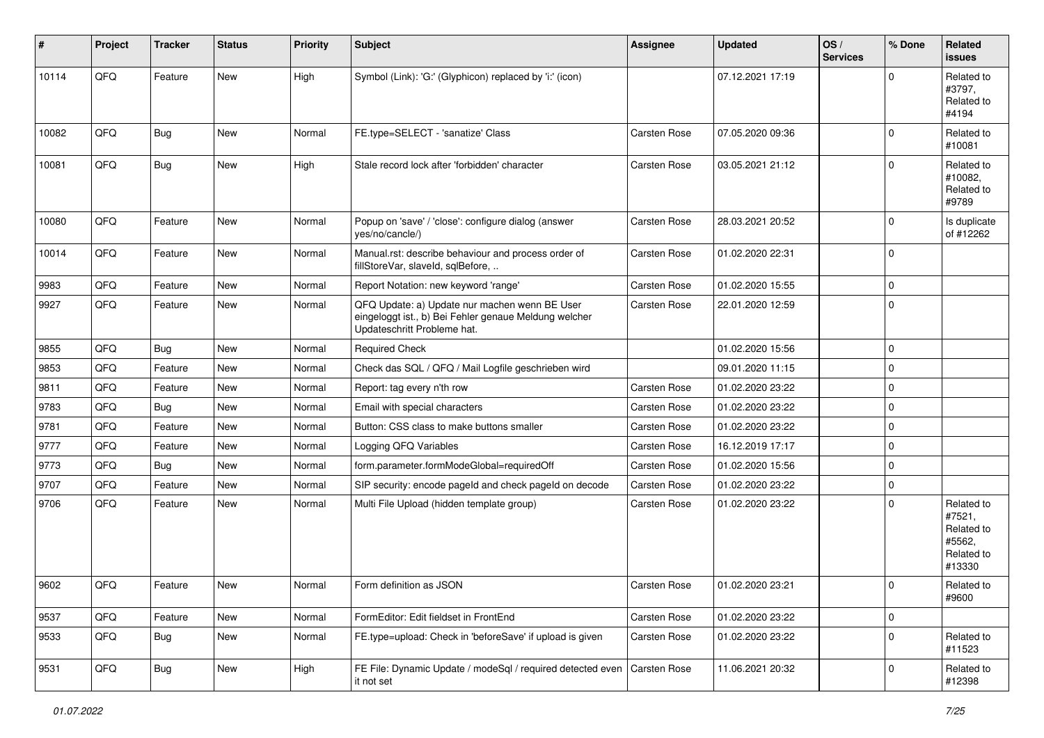| # | Project | Tracker | Status | Priority | Subject | Assignee | Updated | OS / Services | % Done | Related issues |
|---|---|---|---|---|---|---|---|---|---|---|
| 10114 | QFQ | Feature | New | High | Symbol (Link): 'G:' (Glyphicon) replaced by 'i:' (icon) | | 07.12.2021 17:19 | | 0 | Related to #3797, Related to #4194 |
| 10082 | QFQ | Bug | New | Normal | FE.type=SELECT - 'sanatize' Class | Carsten Rose | 07.05.2020 09:36 | | 0 | Related to #10081 |
| 10081 | QFQ | Bug | New | High | Stale record lock after 'forbidden' character | Carsten Rose | 03.05.2021 21:12 | | 0 | Related to #10082, Related to #9789 |
| 10080 | QFQ | Feature | New | Normal | Popup on 'save' / 'close': configure dialog (answer yes/no/cancle/) | Carsten Rose | 28.03.2021 20:52 | | 0 | Is duplicate of #12262 |
| 10014 | QFQ | Feature | New | Normal | Manual.rst: describe behaviour and process order of fillStoreVar, slaveId, sqlBefore, .. | Carsten Rose | 01.02.2020 22:31 | | 0 | |
| 9983 | QFQ | Feature | New | Normal | Report Notation: new keyword 'range' | Carsten Rose | 01.02.2020 15:55 | | 0 | |
| 9927 | QFQ | Feature | New | Normal | QFQ Update: a) Update nur machen wenn BE User eingeloggt ist., b) Bei Fehler genaue Meldung welcher Updateschritt Probleme hat. | Carsten Rose | 22.01.2020 12:59 | | 0 | |
| 9855 | QFQ | Bug | New | Normal | Required Check | | 01.02.2020 15:56 | | 0 | |
| 9853 | QFQ | Feature | New | Normal | Check das SQL / QFQ / Mail Logfile geschrieben wird | | 09.01.2020 11:15 | | 0 | |
| 9811 | QFQ | Feature | New | Normal | Report: tag every n'th row | Carsten Rose | 01.02.2020 23:22 | | 0 | |
| 9783 | QFQ | Bug | New | Normal | Email with special characters | Carsten Rose | 01.02.2020 23:22 | | 0 | |
| 9781 | QFQ | Feature | New | Normal | Button: CSS class to make buttons smaller | Carsten Rose | 01.02.2020 23:22 | | 0 | |
| 9777 | QFQ | Feature | New | Normal | Logging QFQ Variables | Carsten Rose | 16.12.2019 17:17 | | 0 | |
| 9773 | QFQ | Bug | New | Normal | form.parameter.formModeGlobal=requiredOff | Carsten Rose | 01.02.2020 15:56 | | 0 | |
| 9707 | QFQ | Feature | New | Normal | SIP security: encode pageId and check pageId on decode | Carsten Rose | 01.02.2020 23:22 | | 0 | |
| 9706 | QFQ | Feature | New | Normal | Multi File Upload (hidden template group) | Carsten Rose | 01.02.2020 23:22 | | 0 | Related to #7521, Related to #5562, Related to #13330 |
| 9602 | QFQ | Feature | New | Normal | Form definition as JSON | Carsten Rose | 01.02.2020 23:21 | | 0 | Related to #9600 |
| 9537 | QFQ | Feature | New | Normal | FormEditor: Edit fieldset in FrontEnd | Carsten Rose | 01.02.2020 23:22 | | 0 | |
| 9533 | QFQ | Bug | New | Normal | FE.type=upload: Check in 'beforeSave' if upload is given | Carsten Rose | 01.02.2020 23:22 | | 0 | Related to #11523 |
| 9531 | QFQ | Bug | New | High | FE File: Dynamic Update / modeSql / required detected even it not set | Carsten Rose | 11.06.2021 20:32 | | 0 | Related to #12398 |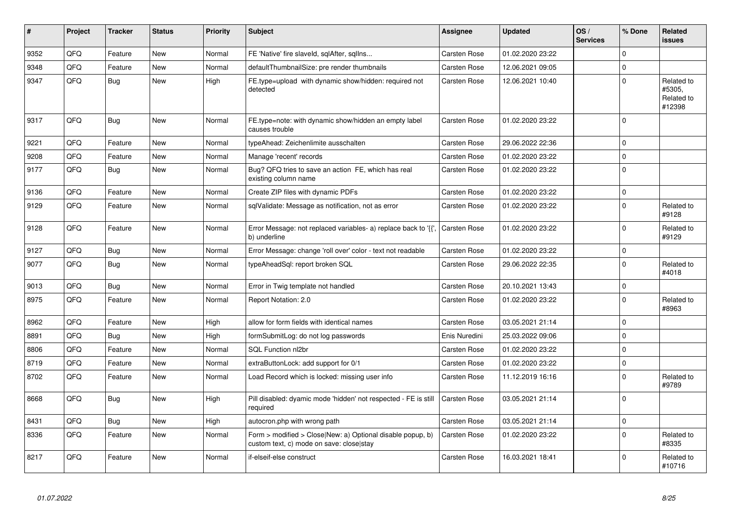| # | Project | Tracker | Status | Priority | Subject | Assignee | Updated | OS / Services | % Done | Related issues |
|---|---|---|---|---|---|---|---|---|---|---|
| 9352 | QFQ | Feature | New | Normal | FE 'Native' fire slaveId, sqlAfter, sqlIns... | Carsten Rose | 01.02.2020 23:22 | | 0 | |
| 9348 | QFQ | Feature | New | Normal | defaultThumbnailSize: pre render thumbnails | Carsten Rose | 12.06.2021 09:05 | | 0 | |
| 9347 | QFQ | Bug | New | High | FE.type=upload with dynamic show/hidden: required not detected | Carsten Rose | 12.06.2021 10:40 | | 0 | Related to #5305, Related to #12398 |
| 9317 | QFQ | Bug | New | Normal | FE.type=note: with dynamic show/hidden an empty label causes trouble | Carsten Rose | 01.02.2020 23:22 | | 0 | |
| 9221 | QFQ | Feature | New | Normal | typeAhead: Zeichenlimite ausschalten | Carsten Rose | 29.06.2022 22:36 | | 0 | |
| 9208 | QFQ | Feature | New | Normal | Manage 'recent' records | Carsten Rose | 01.02.2020 23:22 | | 0 | |
| 9177 | QFQ | Bug | New | Normal | Bug? QFQ tries to save an action FE, which has real existing column name | Carsten Rose | 01.02.2020 23:22 | | 0 | |
| 9136 | QFQ | Feature | New | Normal | Create ZIP files with dynamic PDFs | Carsten Rose | 01.02.2020 23:22 | | 0 | |
| 9129 | QFQ | Feature | New | Normal | sqlValidate: Message as notification, not as error | Carsten Rose | 01.02.2020 23:22 | | 0 | Related to #9128 |
| 9128 | QFQ | Feature | New | Normal | Error Message: not replaced variables- a) replace back to '{{', b) underline | Carsten Rose | 01.02.2020 23:22 | | 0 | Related to #9129 |
| 9127 | QFQ | Bug | New | Normal | Error Message: change 'roll over' color - text not readable | Carsten Rose | 01.02.2020 23:22 | | 0 | |
| 9077 | QFQ | Bug | New | Normal | typeAheadSql: report broken SQL | Carsten Rose | 29.06.2022 22:35 | | 0 | Related to #4018 |
| 9013 | QFQ | Bug | New | Normal | Error in Twig template not handled | Carsten Rose | 20.10.2021 13:43 | | 0 | |
| 8975 | QFQ | Feature | New | Normal | Report Notation: 2.0 | Carsten Rose | 01.02.2020 23:22 | | 0 | Related to #8963 |
| 8962 | QFQ | Feature | New | High | allow for form fields with identical names | Carsten Rose | 03.05.2021 21:14 | | 0 | |
| 8891 | QFQ | Bug | New | High | formSubmitLog: do not log passwords | Enis Nuredini | 25.03.2022 09:06 | | 0 | |
| 8806 | QFQ | Feature | New | Normal | SQL Function nl2br | Carsten Rose | 01.02.2020 23:22 | | 0 | |
| 8719 | QFQ | Feature | New | Normal | extraButtonLock: add support for 0/1 | Carsten Rose | 01.02.2020 23:22 | | 0 | |
| 8702 | QFQ | Feature | New | Normal | Load Record which is locked: missing user info | Carsten Rose | 11.12.2019 16:16 | | 0 | Related to #9789 |
| 8668 | QFQ | Bug | New | High | Pill disabled: dyamic mode 'hidden' not respected - FE is still required | Carsten Rose | 03.05.2021 21:14 | | 0 | |
| 8431 | QFQ | Bug | New | High | autocron.php with wrong path | Carsten Rose | 03.05.2021 21:14 | | 0 | |
| 8336 | QFQ | Feature | New | Normal | Form > modified > Close\|New: a) Optional disable popup, b) custom text, c) mode on save: close\|stay | Carsten Rose | 01.02.2020 23:22 | | 0 | Related to #8335 |
| 8217 | QFQ | Feature | New | Normal | if-elseif-else construct | Carsten Rose | 16.03.2021 18:41 | | 0 | Related to #10716 |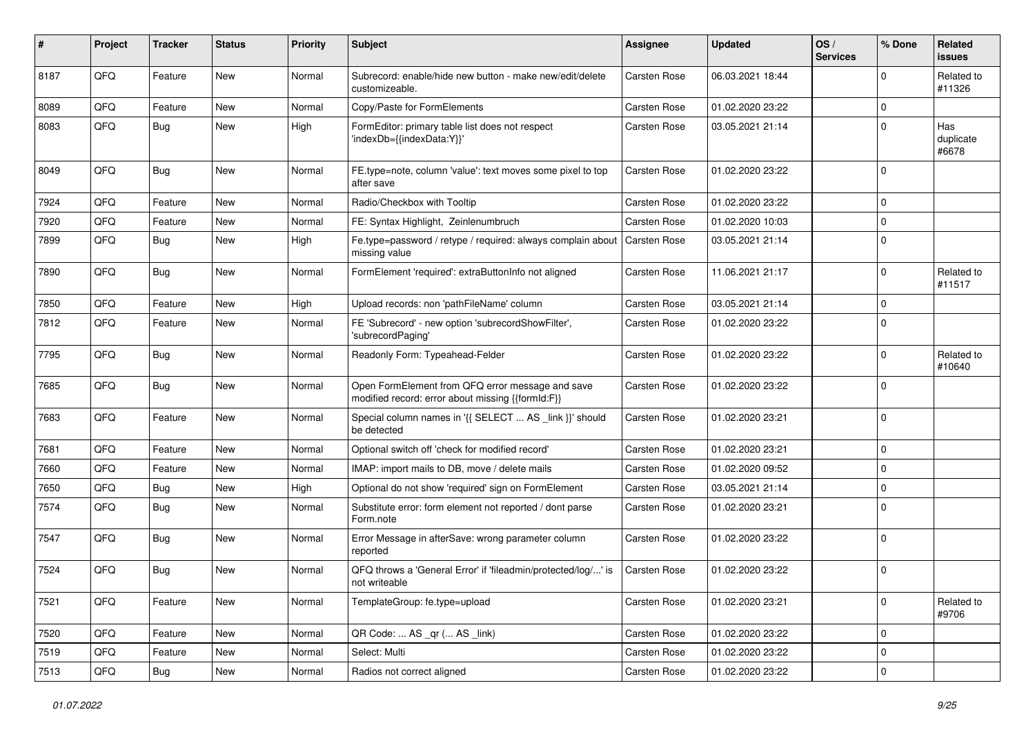| # | Project | Tracker | Status | Priority | Subject | Assignee | Updated | OS / Services | % Done | Related issues |
|---|---|---|---|---|---|---|---|---|---|---|
| 8187 | QFQ | Feature | New | Normal | Subrecord: enable/hide new button - make new/edit/delete customizeable. | Carsten Rose | 06.03.2021 18:44 | | 0 | Related to #11326 |
| 8089 | QFQ | Feature | New | Normal | Copy/Paste for FormElements | Carsten Rose | 01.02.2020 23:22 | | 0 | |
| 8083 | QFQ | Bug | New | High | FormEditor: primary table list does not respect 'indexDb={{indexData:Y}}' | Carsten Rose | 03.05.2021 21:14 | | 0 | Has duplicate #6678 |
| 8049 | QFQ | Bug | New | Normal | FE.type=note, column 'value': text moves some pixel to top after save | Carsten Rose | 01.02.2020 23:22 | | 0 | |
| 7924 | QFQ | Feature | New | Normal | Radio/Checkbox with Tooltip | Carsten Rose | 01.02.2020 23:22 | | 0 | |
| 7920 | QFQ | Feature | New | Normal | FE: Syntax Highlight, Zeinlenumbruch | Carsten Rose | 01.02.2020 10:03 | | 0 | |
| 7899 | QFQ | Bug | New | High | Fe.type=password / retype / required: always complain about missing value | Carsten Rose | 03.05.2021 21:14 | | 0 | |
| 7890 | QFQ | Bug | New | Normal | FormElement 'required': extraButtonInfo not aligned | Carsten Rose | 11.06.2021 21:17 | | 0 | Related to #11517 |
| 7850 | QFQ | Feature | New | High | Upload records: non 'pathFileName' column | Carsten Rose | 03.05.2021 21:14 | | 0 | |
| 7812 | QFQ | Feature | New | Normal | FE 'Subrecord' - new option 'subrecordShowFilter', 'subrecordPaging' | Carsten Rose | 01.02.2020 23:22 | | 0 | |
| 7795 | QFQ | Bug | New | Normal | Readonly Form: Typeahead-Felder | Carsten Rose | 01.02.2020 23:22 | | 0 | Related to #10640 |
| 7685 | QFQ | Bug | New | Normal | Open FormElement from QFQ error message and save modified record: error about missing {{formId:F}} | Carsten Rose | 01.02.2020 23:22 | | 0 | |
| 7683 | QFQ | Feature | New | Normal | Special column names in '{{ SELECT ... AS _link }}' should be detected | Carsten Rose | 01.02.2020 23:21 | | 0 | |
| 7681 | QFQ | Feature | New | Normal | Optional switch off 'check for modified record' | Carsten Rose | 01.02.2020 23:21 | | 0 | |
| 7660 | QFQ | Feature | New | Normal | IMAP: import mails to DB, move / delete mails | Carsten Rose | 01.02.2020 09:52 | | 0 | |
| 7650 | QFQ | Bug | New | High | Optional do not show 'required' sign on FormElement | Carsten Rose | 03.05.2021 21:14 | | 0 | |
| 7574 | QFQ | Bug | New | Normal | Substitute error: form element not reported / dont parse Form.note | Carsten Rose | 01.02.2020 23:21 | | 0 | |
| 7547 | QFQ | Bug | New | Normal | Error Message in afterSave: wrong parameter column reported | Carsten Rose | 01.02.2020 23:22 | | 0 | |
| 7524 | QFQ | Bug | New | Normal | QFQ throws a 'General Error' if 'fileadmin/protected/log/...' is not writeable | Carsten Rose | 01.02.2020 23:22 | | 0 | |
| 7521 | QFQ | Feature | New | Normal | TemplateGroup: fe.type=upload | Carsten Rose | 01.02.2020 23:21 | | 0 | Related to #9706 |
| 7520 | QFQ | Feature | New | Normal | QR Code: ... AS _qr ( ... AS _link) | Carsten Rose | 01.02.2020 23:22 | | 0 | |
| 7519 | QFQ | Feature | New | Normal | Select: Multi | Carsten Rose | 01.02.2020 23:22 | | 0 | |
| 7513 | QFQ | Bug | New | Normal | Radios not correct aligned | Carsten Rose | 01.02.2020 23:22 | | 0 | |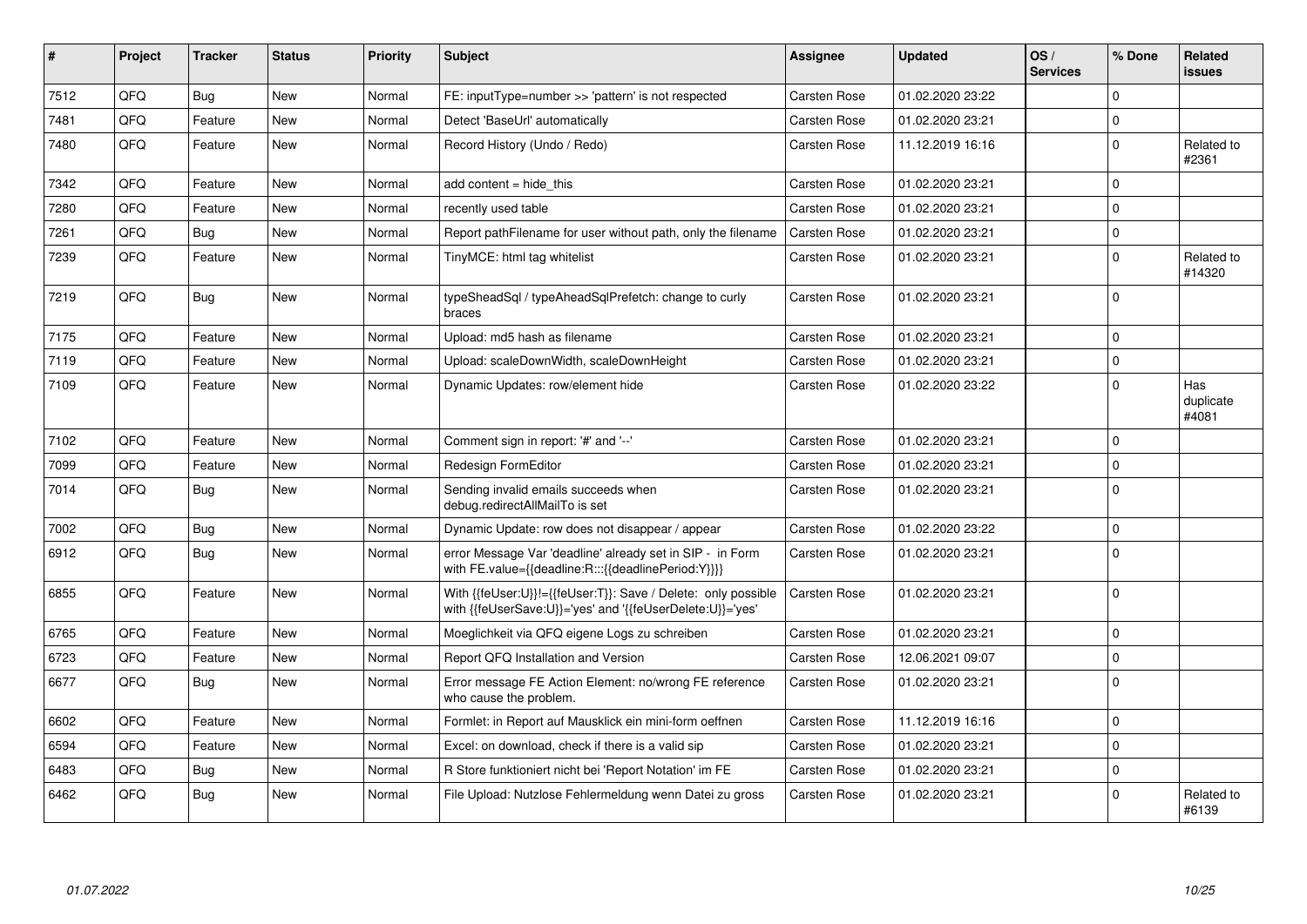| # | Project | Tracker | Status | Priority | Subject | Assignee | Updated | OS / Services | % Done | Related issues |
|---|---|---|---|---|---|---|---|---|---|---|
| 7512 | QFQ | Bug | New | Normal | FE: inputType=number >> 'pattern' is not respected | Carsten Rose | 01.02.2020 23:22 | | 0 | |
| 7481 | QFQ | Feature | New | Normal | Detect 'BaseUrl' automatically | Carsten Rose | 01.02.2020 23:21 | | 0 | |
| 7480 | QFQ | Feature | New | Normal | Record History (Undo / Redo) | Carsten Rose | 11.12.2019 16:16 | | 0 | Related to #2361 |
| 7342 | QFQ | Feature | New | Normal | add content = hide_this | Carsten Rose | 01.02.2020 23:21 | | 0 | |
| 7280 | QFQ | Feature | New | Normal | recently used table | Carsten Rose | 01.02.2020 23:21 | | 0 | |
| 7261 | QFQ | Bug | New | Normal | Report pathFilename for user without path, only the filename | Carsten Rose | 01.02.2020 23:21 | | 0 | |
| 7239 | QFQ | Feature | New | Normal | TinyMCE: html tag whitelist | Carsten Rose | 01.02.2020 23:21 | | 0 | Related to #14320 |
| 7219 | QFQ | Bug | New | Normal | typeSheadSql / typeAheadSqlPrefetch: change to curly braces | Carsten Rose | 01.02.2020 23:21 | | 0 | |
| 7175 | QFQ | Feature | New | Normal | Upload: md5 hash as filename | Carsten Rose | 01.02.2020 23:21 | | 0 | |
| 7119 | QFQ | Feature | New | Normal | Upload: scaleDownWidth, scaleDownHeight | Carsten Rose | 01.02.2020 23:21 | | 0 | |
| 7109 | QFQ | Feature | New | Normal | Dynamic Updates: row/element hide | Carsten Rose | 01.02.2020 23:22 | | 0 | Has duplicate #4081 |
| 7102 | QFQ | Feature | New | Normal | Comment sign in report: '#' and '--' | Carsten Rose | 01.02.2020 23:21 | | 0 | |
| 7099 | QFQ | Feature | New | Normal | Redesign FormEditor | Carsten Rose | 01.02.2020 23:21 | | 0 | |
| 7014 | QFQ | Bug | New | Normal | Sending invalid emails succeeds when debug.redirectAllMailTo is set | Carsten Rose | 01.02.2020 23:21 | | 0 | |
| 7002 | QFQ | Bug | New | Normal | Dynamic Update: row does not disappear / appear | Carsten Rose | 01.02.2020 23:22 | | 0 | |
| 6912 | QFQ | Bug | New | Normal | error Message Var 'deadline' already set in SIP - in Form with FE.value={{deadline:R:::{{deadlinePeriod:Y}}}} | Carsten Rose | 01.02.2020 23:21 | | 0 | |
| 6855 | QFQ | Feature | New | Normal | With {{feUser:U}}!={{feUser:T}}: Save / Delete: only possible with {{feUserSave:U}}='yes' and '{{feUserDelete:U}}='yes' | Carsten Rose | 01.02.2020 23:21 | | 0 | |
| 6765 | QFQ | Feature | New | Normal | Moeglichkeit via QFQ eigene Logs zu schreiben | Carsten Rose | 01.02.2020 23:21 | | 0 | |
| 6723 | QFQ | Feature | New | Normal | Report QFQ Installation and Version | Carsten Rose | 12.06.2021 09:07 | | 0 | |
| 6677 | QFQ | Bug | New | Normal | Error message FE Action Element: no/wrong FE reference who cause the problem. | Carsten Rose | 01.02.2020 23:21 | | 0 | |
| 6602 | QFQ | Feature | New | Normal | Formlet: in Report auf Mausklick ein mini-form oeffnen | Carsten Rose | 11.12.2019 16:16 | | 0 | |
| 6594 | QFQ | Feature | New | Normal | Excel: on download, check if there is a valid sip | Carsten Rose | 01.02.2020 23:21 | | 0 | |
| 6483 | QFQ | Bug | New | Normal | R Store funktioniert nicht bei 'Report Notation' im FE | Carsten Rose | 01.02.2020 23:21 | | 0 | |
| 6462 | QFQ | Bug | New | Normal | File Upload: Nutzlose Fehlermeldung wenn Datei zu gross | Carsten Rose | 01.02.2020 23:21 | | 0 | Related to #6139 |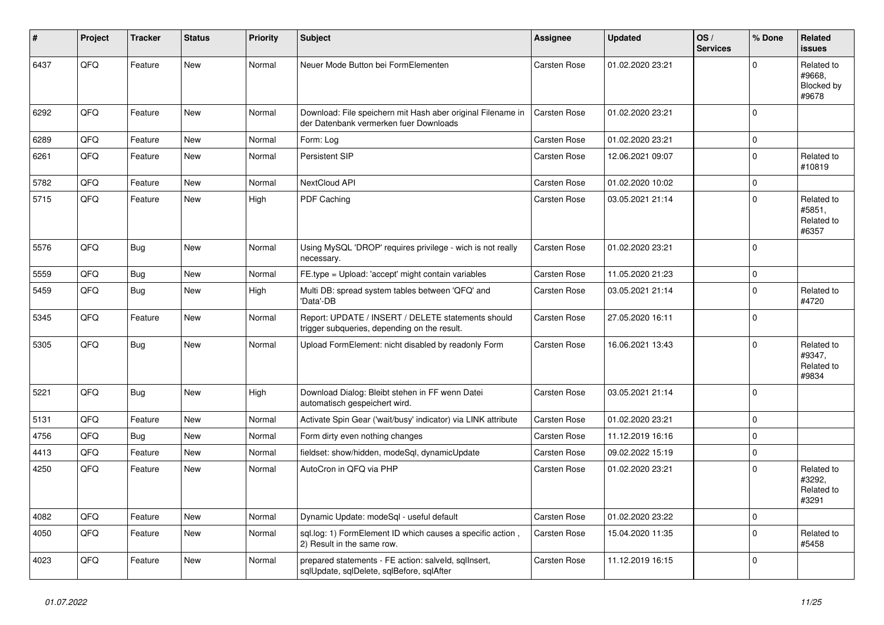| # | Project | Tracker | Status | Priority | Subject | Assignee | Updated | OS / Services | % Done | Related issues |
|---|---|---|---|---|---|---|---|---|---|---|
| 6437 | QFQ | Feature | New | Normal | Neuer Mode Button bei FormElementen | Carsten Rose | 01.02.2020 23:21 | | 0 | Related to #9668, Blocked by #9678 |
| 6292 | QFQ | Feature | New | Normal | Download: File speichern mit Hash aber original Filename in der Datenbank vermerken fuer Downloads | Carsten Rose | 01.02.2020 23:21 | | 0 | |
| 6289 | QFQ | Feature | New | Normal | Form: Log | Carsten Rose | 01.02.2020 23:21 | | 0 | |
| 6261 | QFQ | Feature | New | Normal | Persistent SIP | Carsten Rose | 12.06.2021 09:07 | | 0 | Related to #10819 |
| 5782 | QFQ | Feature | New | Normal | NextCloud API | Carsten Rose | 01.02.2020 10:02 | | 0 | |
| 5715 | QFQ | Feature | New | High | PDF Caching | Carsten Rose | 03.05.2021 21:14 | | 0 | Related to #5851, Related to #6357 |
| 5576 | QFQ | Bug | New | Normal | Using MySQL 'DROP' requires privilege - wich is not really necessary. | Carsten Rose | 01.02.2020 23:21 | | 0 | |
| 5559 | QFQ | Bug | New | Normal | FE.type = Upload: 'accept' might contain variables | Carsten Rose | 11.05.2020 21:23 | | 0 | |
| 5459 | QFQ | Bug | New | High | Multi DB: spread system tables between 'QFQ' and 'Data'-DB | Carsten Rose | 03.05.2021 21:14 | | 0 | Related to #4720 |
| 5345 | QFQ | Feature | New | Normal | Report: UPDATE / INSERT / DELETE statements should trigger subqueries, depending on the result. | Carsten Rose | 27.05.2020 16:11 | | 0 | |
| 5305 | QFQ | Bug | New | Normal | Upload FormElement: nicht disabled by readonly Form | Carsten Rose | 16.06.2021 13:43 | | 0 | Related to #9347, Related to #9834 |
| 5221 | QFQ | Bug | New | High | Download Dialog: Bleibt stehen in FF wenn Datei automatisch gespeichert wird. | Carsten Rose | 03.05.2021 21:14 | | 0 | |
| 5131 | QFQ | Feature | New | Normal | Activate Spin Gear ('wait/busy' indicator) via LINK attribute | Carsten Rose | 01.02.2020 23:21 | | 0 | |
| 4756 | QFQ | Bug | New | Normal | Form dirty even nothing changes | Carsten Rose | 11.12.2019 16:16 | | 0 | |
| 4413 | QFQ | Feature | New | Normal | fieldset: show/hidden, modeSql, dynamicUpdate | Carsten Rose | 09.02.2022 15:19 | | 0 | |
| 4250 | QFQ | Feature | New | Normal | AutoCron in QFQ via PHP | Carsten Rose | 01.02.2020 23:21 | | 0 | Related to #3292, Related to #3291 |
| 4082 | QFQ | Feature | New | Normal | Dynamic Update: modeSql - useful default | Carsten Rose | 01.02.2020 23:22 | | 0 | |
| 4050 | QFQ | Feature | New | Normal | sql.log: 1) FormElement ID which causes a specific action , 2) Result in the same row. | Carsten Rose | 15.04.2020 11:35 | | 0 | Related to #5458 |
| 4023 | QFQ | Feature | New | Normal | prepared statements - FE action: salveId, sqlInsert, sqlUpdate, sqlDelete, sqlBefore, sqlAfter | Carsten Rose | 11.12.2019 16:15 | | 0 | |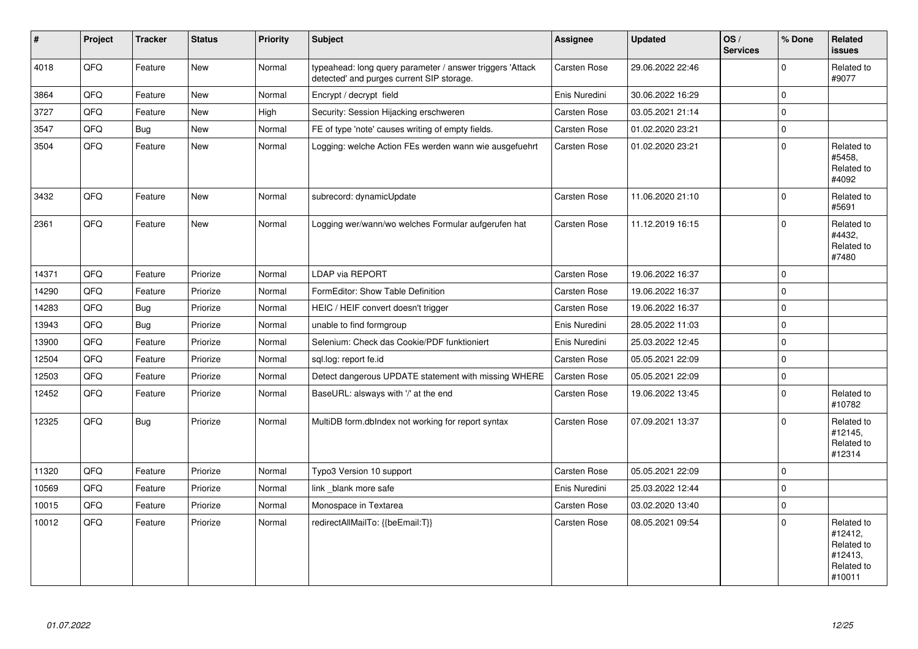| # | Project | Tracker | Status | Priority | Subject | Assignee | Updated | OS / Services | % Done | Related issues |
|---|---|---|---|---|---|---|---|---|---|---|
| 4018 | QFQ | Feature | New | Normal | typeahead: long query parameter / answer triggers 'Attack detected' and purges current SIP storage. | Carsten Rose | 29.06.2022 22:46 | | 0 | Related to #9077 |
| 3864 | QFQ | Feature | New | Normal | Encrypt / decrypt field | Enis Nuredini | 30.06.2022 16:29 | | 0 | |
| 3727 | QFQ | Feature | New | High | Security: Session Hijacking erschweren | Carsten Rose | 03.05.2021 21:14 | | 0 | |
| 3547 | QFQ | Bug | New | Normal | FE of type 'note' causes writing of empty fields. | Carsten Rose | 01.02.2020 23:21 | | 0 | |
| 3504 | QFQ | Feature | New | Normal | Logging: welche Action FEs werden wann wie ausgefuehrt | Carsten Rose | 01.02.2020 23:21 | | 0 | Related to #5458, Related to #4092 |
| 3432 | QFQ | Feature | New | Normal | subrecord: dynamicUpdate | Carsten Rose | 11.06.2020 21:10 | | 0 | Related to #5691 |
| 2361 | QFQ | Feature | New | Normal | Logging wer/wann/wo welches Formular aufgerufen hat | Carsten Rose | 11.12.2019 16:15 | | 0 | Related to #4432, Related to #7480 |
| 14371 | QFQ | Feature | Priorize | Normal | LDAP via REPORT | Carsten Rose | 19.06.2022 16:37 | | 0 | |
| 14290 | QFQ | Feature | Priorize | Normal | FormEditor: Show Table Definition | Carsten Rose | 19.06.2022 16:37 | | 0 | |
| 14283 | QFQ | Bug | Priorize | Normal | HEIC / HEIF convert doesn't trigger | Carsten Rose | 19.06.2022 16:37 | | 0 | |
| 13943 | QFQ | Bug | Priorize | Normal | unable to find formgroup | Enis Nuredini | 28.05.2022 11:03 | | 0 | |
| 13900 | QFQ | Feature | Priorize | Normal | Selenium: Check das Cookie/PDF funktioniert | Enis Nuredini | 25.03.2022 12:45 | | 0 | |
| 12504 | QFQ | Feature | Priorize | Normal | sql.log: report fe.id | Carsten Rose | 05.05.2021 22:09 | | 0 | |
| 12503 | QFQ | Feature | Priorize | Normal | Detect dangerous UPDATE statement with missing WHERE | Carsten Rose | 05.05.2021 22:09 | | 0 | |
| 12452 | QFQ | Feature | Priorize | Normal | BaseURL: alsways with '/' at the end | Carsten Rose | 19.06.2022 13:45 | | 0 | Related to #10782 |
| 12325 | QFQ | Bug | Priorize | Normal | MultiDB form.dbIndex not working for report syntax | Carsten Rose | 07.09.2021 13:37 | | 0 | Related to #12145, Related to #12314 |
| 11320 | QFQ | Feature | Priorize | Normal | Typo3 Version 10 support | Carsten Rose | 05.05.2021 22:09 | | 0 | |
| 10569 | QFQ | Feature | Priorize | Normal | link _blank more safe | Enis Nuredini | 25.03.2022 12:44 | | 0 | |
| 10015 | QFQ | Feature | Priorize | Normal | Monospace in Textarea | Carsten Rose | 03.02.2020 13:40 | | 0 | |
| 10012 | QFQ | Feature | Priorize | Normal | redirectAllMailTo: {{beEmail:T}} | Carsten Rose | 08.05.2021 09:54 | | 0 | Related to #12412, Related to #12413, Related to #10011 |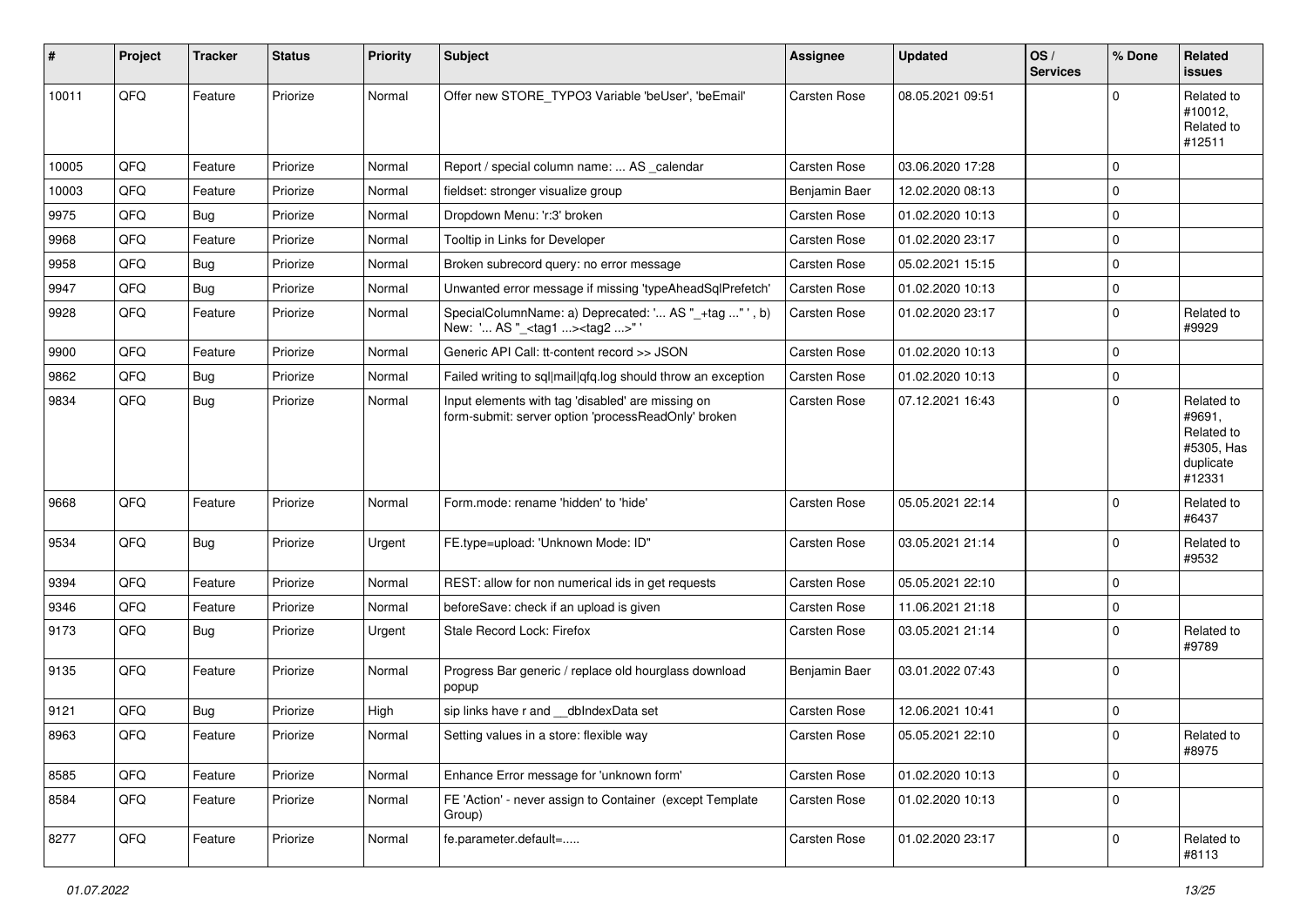| # | Project | Tracker | Status | Priority | Subject | Assignee | Updated | OS / Services | % Done | Related issues |
|---|---|---|---|---|---|---|---|---|---|---|
| 10011 | QFQ | Feature | Priorize | Normal | Offer new STORE_TYPO3 Variable 'beUser', 'beEmail' | Carsten Rose | 08.05.2021 09:51 | | 0 | Related to #10012, Related to #12511 |
| 10005 | QFQ | Feature | Priorize | Normal | Report / special column name: ... AS _calendar | Carsten Rose | 03.06.2020 17:28 | | 0 | |
| 10003 | QFQ | Feature | Priorize | Normal | fieldset: stronger visualize group | Benjamin Baer | 12.02.2020 08:13 | | 0 | |
| 9975 | QFQ | Bug | Priorize | Normal | Dropdown Menu: 'r:3' broken | Carsten Rose | 01.02.2020 10:13 | | 0 | |
| 9968 | QFQ | Feature | Priorize | Normal | Tooltip in Links for Developer | Carsten Rose | 01.02.2020 23:17 | | 0 | |
| 9958 | QFQ | Bug | Priorize | Normal | Broken subrecord query: no error message | Carsten Rose | 05.02.2021 15:15 | | 0 | |
| 9947 | QFQ | Bug | Priorize | Normal | Unwanted error message if missing 'typeAheadSqlPrefetch' | Carsten Rose | 01.02.2020 10:13 | | 0 | |
| 9928 | QFQ | Feature | Priorize | Normal | SpecialColumnName: a) Deprecated: '... AS "_+tag ..." ', b) New: '... AS "_<tag1 ...><tag2 ...>" ' | Carsten Rose | 01.02.2020 23:17 | | 0 | Related to #9929 |
| 9900 | QFQ | Feature | Priorize | Normal | Generic API Call: tt-content record >> JSON | Carsten Rose | 01.02.2020 10:13 | | 0 | |
| 9862 | QFQ | Bug | Priorize | Normal | Failed writing to sql\|mail\|qfq.log should throw an exception | Carsten Rose | 01.02.2020 10:13 | | 0 | |
| 9834 | QFQ | Bug | Priorize | Normal | Input elements with tag 'disabled' are missing on form-submit: server option 'processReadOnly' broken | Carsten Rose | 07.12.2021 16:43 | | 0 | Related to #9691, Related to #5305, Has duplicate #12331 |
| 9668 | QFQ | Feature | Priorize | Normal | Form.mode: rename 'hidden' to 'hide' | Carsten Rose | 05.05.2021 22:14 | | 0 | Related to #6437 |
| 9534 | QFQ | Bug | Priorize | Urgent | FE.type=upload: 'Unknown Mode: ID" | Carsten Rose | 03.05.2021 21:14 | | 0 | Related to #9532 |
| 9394 | QFQ | Feature | Priorize | Normal | REST: allow for non numerical ids in get requests | Carsten Rose | 05.05.2021 22:10 | | 0 | |
| 9346 | QFQ | Feature | Priorize | Normal | beforeSave: check if an upload is given | Carsten Rose | 11.06.2021 21:18 | | 0 | |
| 9173 | QFQ | Bug | Priorize | Urgent | Stale Record Lock: Firefox | Carsten Rose | 03.05.2021 21:14 | | 0 | Related to #9789 |
| 9135 | QFQ | Feature | Priorize | Normal | Progress Bar generic / replace old hourglass download popup | Benjamin Baer | 03.01.2022 07:43 | | 0 | |
| 9121 | QFQ | Bug | Priorize | High | sip links have r and __dbIndexData set | Carsten Rose | 12.06.2021 10:41 | | 0 | |
| 8963 | QFQ | Feature | Priorize | Normal | Setting values in a store: flexible way | Carsten Rose | 05.05.2021 22:10 | | 0 | Related to #8975 |
| 8585 | QFQ | Feature | Priorize | Normal | Enhance Error message for 'unknown form' | Carsten Rose | 01.02.2020 10:13 | | 0 | |
| 8584 | QFQ | Feature | Priorize | Normal | FE 'Action' - never assign to Container (except Template Group) | Carsten Rose | 01.02.2020 10:13 | | 0 | |
| 8277 | QFQ | Feature | Priorize | Normal | fe.parameter.default=..... | Carsten Rose | 01.02.2020 23:17 | | 0 | Related to #8113 |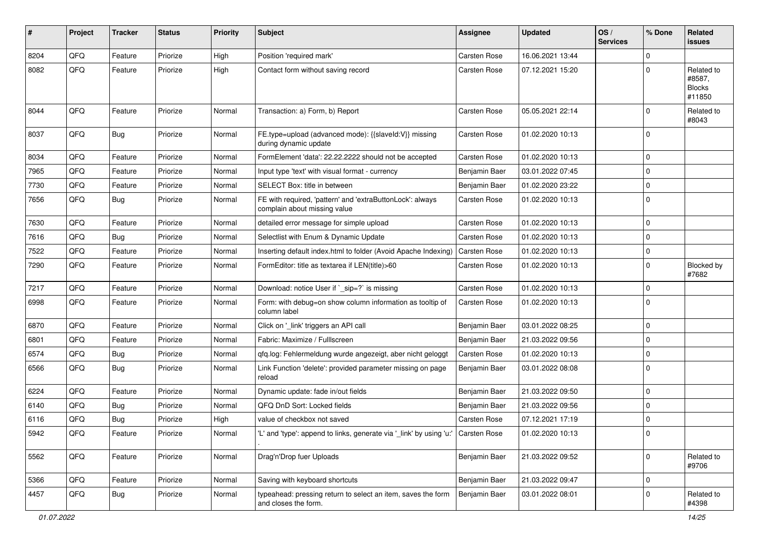| # | Project | Tracker | Status | Priority | Subject | Assignee | Updated | OS / Services | % Done | Related issues |
|---|---|---|---|---|---|---|---|---|---|---|
| 8204 | QFQ | Feature | Priorize | High | Position 'required mark' | Carsten Rose | 16.06.2021 13:44 | | 0 | |
| 8082 | QFQ | Feature | Priorize | High | Contact form without saving record | Carsten Rose | 07.12.2021 15:20 | | 0 | Related to #8587, Blocks #11850 |
| 8044 | QFQ | Feature | Priorize | Normal | Transaction: a) Form, b) Report | Carsten Rose | 05.05.2021 22:14 | | 0 | Related to #8043 |
| 8037 | QFQ | Bug | Priorize | Normal | FE.type=upload (advanced mode): {{slaveId:V}} missing during dynamic update | Carsten Rose | 01.02.2020 10:13 | | 0 | |
| 8034 | QFQ | Feature | Priorize | Normal | FormElement 'data': 22.22.2222 should not be accepted | Carsten Rose | 01.02.2020 10:13 | | 0 | |
| 7965 | QFQ | Feature | Priorize | Normal | Input type 'text' with visual format - currency | Benjamin Baer | 03.01.2022 07:45 | | 0 | |
| 7730 | QFQ | Feature | Priorize | Normal | SELECT Box: title in between | Benjamin Baer | 01.02.2020 23:22 | | 0 | |
| 7656 | QFQ | Bug | Priorize | Normal | FE with required, 'pattern' and 'extraButtonLock': always complain about missing value | Carsten Rose | 01.02.2020 10:13 | | 0 | |
| 7630 | QFQ | Feature | Priorize | Normal | detailed error message for simple upload | Carsten Rose | 01.02.2020 10:13 | | 0 | |
| 7616 | QFQ | Bug | Priorize | Normal | Selectlist with Enum & Dynamic Update | Carsten Rose | 01.02.2020 10:13 | | 0 | |
| 7522 | QFQ | Feature | Priorize | Normal | Inserting default index.html to folder (Avoid Apache Indexing) | Carsten Rose | 01.02.2020 10:13 | | 0 | |
| 7290 | QFQ | Feature | Priorize | Normal | FormEditor: title as textarea if LEN(title)>60 | Carsten Rose | 01.02.2020 10:13 | | 0 | Blocked by #7682 |
| 7217 | QFQ | Feature | Priorize | Normal | Download: notice User if `_sip=?` is missing | Carsten Rose | 01.02.2020 10:13 | | 0 | |
| 6998 | QFQ | Feature | Priorize | Normal | Form: with debug=on show column information as tooltip of column label | Carsten Rose | 01.02.2020 10:13 | | 0 | |
| 6870 | QFQ | Feature | Priorize | Normal | Click on '_link' triggers an API call | Benjamin Baer | 03.01.2022 08:25 | | 0 | |
| 6801 | QFQ | Feature | Priorize | Normal | Fabric: Maximize / Fulllscreen | Benjamin Baer | 21.03.2022 09:56 | | 0 | |
| 6574 | QFQ | Bug | Priorize | Normal | qfq.log: Fehlermeldung wurde angezeigt, aber nicht geloggt | Carsten Rose | 01.02.2020 10:13 | | 0 | |
| 6566 | QFQ | Bug | Priorize | Normal | Link Function 'delete': provided parameter missing on page reload | Benjamin Baer | 03.01.2022 08:08 | | 0 | |
| 6224 | QFQ | Feature | Priorize | Normal | Dynamic update: fade in/out fields | Benjamin Baer | 21.03.2022 09:50 | | 0 | |
| 6140 | QFQ | Bug | Priorize | Normal | QFQ DnD Sort: Locked fields | Benjamin Baer | 21.03.2022 09:56 | | 0 | |
| 6116 | QFQ | Bug | Priorize | High | value of checkbox not saved | Carsten Rose | 07.12.2021 17:19 | | 0 | |
| 5942 | QFQ | Feature | Priorize | Normal | 'L' and 'type': append to links, generate via '_link' by using 'u:' . | Carsten Rose | 01.02.2020 10:13 | | 0 | |
| 5562 | QFQ | Feature | Priorize | Normal | Drag'n'Drop fuer Uploads | Benjamin Baer | 21.03.2022 09:52 | | 0 | Related to #9706 |
| 5366 | QFQ | Feature | Priorize | Normal | Saving with keyboard shortcuts | Benjamin Baer | 21.03.2022 09:47 | | 0 | |
| 4457 | QFQ | Bug | Priorize | Normal | typeahead: pressing return to select an item, saves the form and closes the form. | Benjamin Baer | 03.01.2022 08:01 | | 0 | Related to #4398 |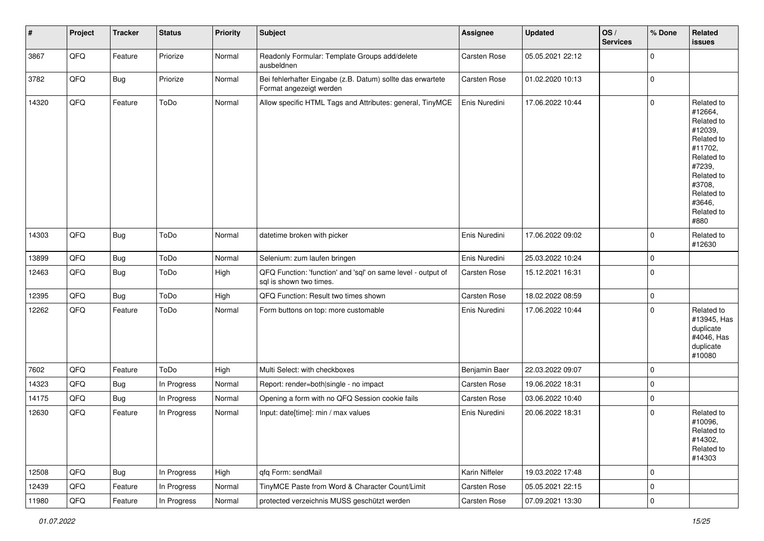| # | Project | Tracker | Status | Priority | Subject | Assignee | Updated | OS / Services | % Done | Related issues |
|---|---|---|---|---|---|---|---|---|---|---|
| 3867 | QFQ | Feature | Priorize | Normal | Readonly Formular: Template Groups add/delete ausbeldnen | Carsten Rose | 05.05.2021 22:12 | | 0 | |
| 3782 | QFQ | Bug | Priorize | Normal | Bei fehlerhafter Eingabe (z.B. Datum) sollte das erwartete Format angezeigt werden | Carsten Rose | 01.02.2020 10:13 | | 0 | |
| 14320 | QFQ | Feature | ToDo | Normal | Allow specific HTML Tags and Attributes: general, TinyMCE | Enis Nuredini | 17.06.2022 10:44 | | 0 | Related to #12664, Related to #12039, Related to #11702, Related to #7239, Related to #3708, Related to #3646, Related to #880 |
| 14303 | QFQ | Bug | ToDo | Normal | datetime broken with picker | Enis Nuredini | 17.06.2022 09:02 | | 0 | Related to #12630 |
| 13899 | QFQ | Bug | ToDo | Normal | Selenium: zum laufen bringen | Enis Nuredini | 25.03.2022 10:24 | | 0 | |
| 12463 | QFQ | Bug | ToDo | High | QFQ Function: 'function' and 'sql' on same level - output of sql is shown two times. | Carsten Rose | 15.12.2021 16:31 | | 0 | |
| 12395 | QFQ | Bug | ToDo | High | QFQ Function: Result two times shown | Carsten Rose | 18.02.2022 08:59 | | 0 | |
| 12262 | QFQ | Feature | ToDo | Normal | Form buttons on top: more customable | Enis Nuredini | 17.06.2022 10:44 | | 0 | Related to #13945, Has duplicate #4046, Has duplicate #10080 |
| 7602 | QFQ | Feature | ToDo | High | Multi Select: with checkboxes | Benjamin Baer | 22.03.2022 09:07 | | 0 | |
| 14323 | QFQ | Bug | In Progress | Normal | Report: render=both\|single - no impact | Carsten Rose | 19.06.2022 18:31 | | 0 | |
| 14175 | QFQ | Bug | In Progress | Normal | Opening a form with no QFQ Session cookie fails | Carsten Rose | 03.06.2022 10:40 | | 0 | |
| 12630 | QFQ | Feature | In Progress | Normal | Input: date[time]: min / max values | Enis Nuredini | 20.06.2022 18:31 | | 0 | Related to #10096, Related to #14302, Related to #14303 |
| 12508 | QFQ | Bug | In Progress | High | qfq Form: sendMail | Karin Niffeler | 19.03.2022 17:48 | | 0 | |
| 12439 | QFQ | Feature | In Progress | Normal | TinyMCE Paste from Word & Character Count/Limit | Carsten Rose | 05.05.2021 22:15 | | 0 | |
| 11980 | QFQ | Feature | In Progress | Normal | protected verzeichnis MUSS geschützt werden | Carsten Rose | 07.09.2021 13:30 | | 0 | |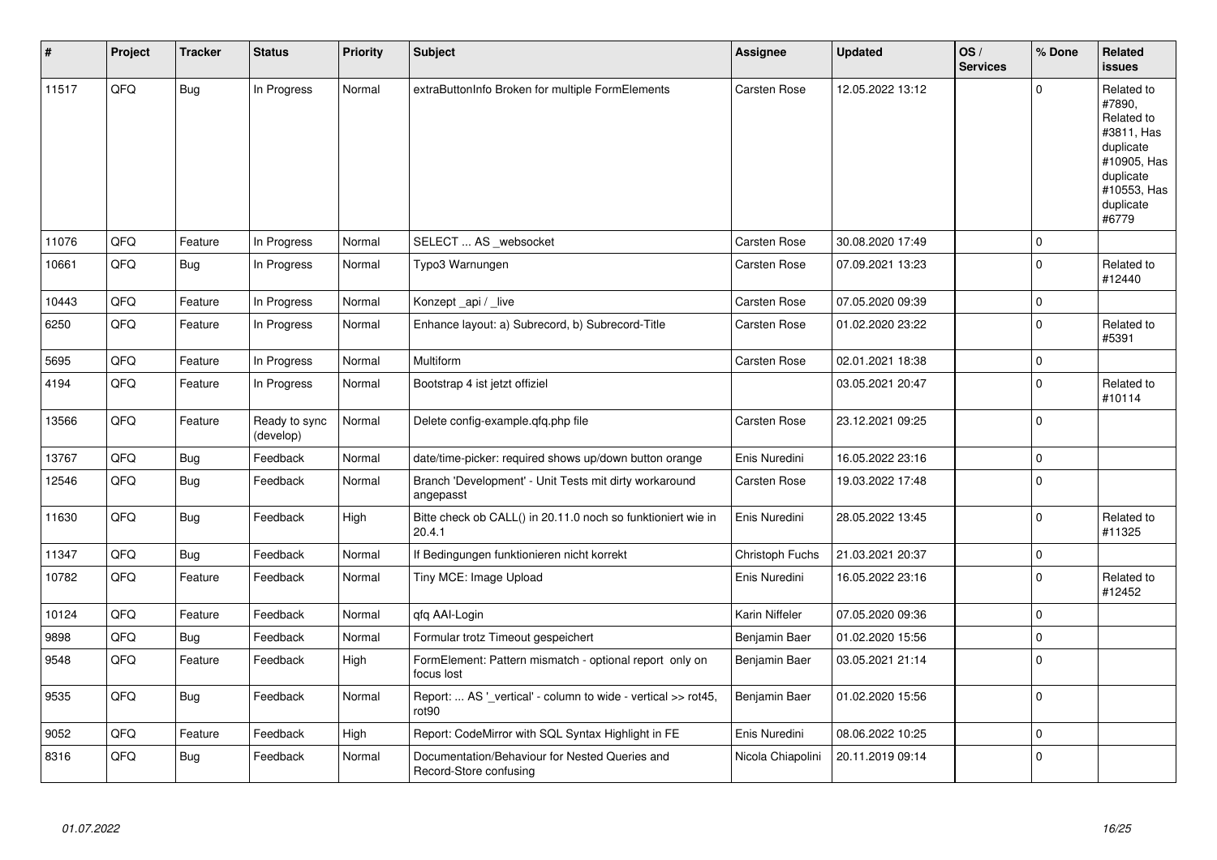| # | Project | Tracker | Status | Priority | Subject | Assignee | Updated | OS / Services | % Done | Related issues |
|---|---|---|---|---|---|---|---|---|---|---|
| 11517 | QFQ | Bug | In Progress | Normal | extraButtonInfo Broken for multiple FormElements | Carsten Rose | 12.05.2022 13:12 | | 0 | Related to #7890, Related to #3811, Has duplicate #10905, Has duplicate #10553, Has duplicate #6779 |
| 11076 | QFQ | Feature | In Progress | Normal | SELECT ... AS _websocket | Carsten Rose | 30.08.2020 17:49 | | 0 | |
| 10661 | QFQ | Bug | In Progress | Normal | Typo3 Warnungen | Carsten Rose | 07.09.2021 13:23 | | 0 | Related to #12440 |
| 10443 | QFQ | Feature | In Progress | Normal | Konzept _api / _live | Carsten Rose | 07.05.2020 09:39 | | 0 | |
| 6250 | QFQ | Feature | In Progress | Normal | Enhance layout: a) Subrecord, b) Subrecord-Title | Carsten Rose | 01.02.2020 23:22 | | 0 | Related to #5391 |
| 5695 | QFQ | Feature | In Progress | Normal | Multiform | Carsten Rose | 02.01.2021 18:38 | | 0 | |
| 4194 | QFQ | Feature | In Progress | Normal | Bootstrap 4 ist jetzt offiziel | | 03.05.2021 20:47 | | 0 | Related to #10114 |
| 13566 | QFQ | Feature | Ready to sync (develop) | Normal | Delete config-example.qfq.php file | Carsten Rose | 23.12.2021 09:25 | | 0 | |
| 13767 | QFQ | Bug | Feedback | Normal | date/time-picker: required shows up/down button orange | Enis Nuredini | 16.05.2022 23:16 | | 0 | |
| 12546 | QFQ | Bug | Feedback | Normal | Branch 'Development' - Unit Tests mit dirty workaround angepasst | Carsten Rose | 19.03.2022 17:48 | | 0 | |
| 11630 | QFQ | Bug | Feedback | High | Bitte check ob CALL() in 20.11.0 noch so funktioniert wie in 20.4.1 | Enis Nuredini | 28.05.2022 13:45 | | 0 | Related to #11325 |
| 11347 | QFQ | Bug | Feedback | Normal | If Bedingungen funktionieren nicht korrekt | Christoph Fuchs | 21.03.2021 20:37 | | 0 | |
| 10782 | QFQ | Feature | Feedback | Normal | Tiny MCE: Image Upload | Enis Nuredini | 16.05.2022 23:16 | | 0 | Related to #12452 |
| 10124 | QFQ | Feature | Feedback | Normal | qfq AAI-Login | Karin Niffeler | 07.05.2020 09:36 | | 0 | |
| 9898 | QFQ | Bug | Feedback | Normal | Formular trotz Timeout gespeichert | Benjamin Baer | 01.02.2020 15:56 | | 0 | |
| 9548 | QFQ | Feature | Feedback | High | FormElement: Pattern mismatch - optional report only on focus lost | Benjamin Baer | 03.05.2021 21:14 | | 0 | |
| 9535 | QFQ | Bug | Feedback | Normal | Report: ... AS '_vertical' - column to wide - vertical >> rot45, rot90 | Benjamin Baer | 01.02.2020 15:56 | | 0 | |
| 9052 | QFQ | Feature | Feedback | High | Report: CodeMirror with SQL Syntax Highlight in FE | Enis Nuredini | 08.06.2022 10:25 | | 0 | |
| 8316 | QFQ | Bug | Feedback | Normal | Documentation/Behaviour for Nested Queries and Record-Store confusing | Nicola Chiapolini | 20.11.2019 09:14 | | 0 | |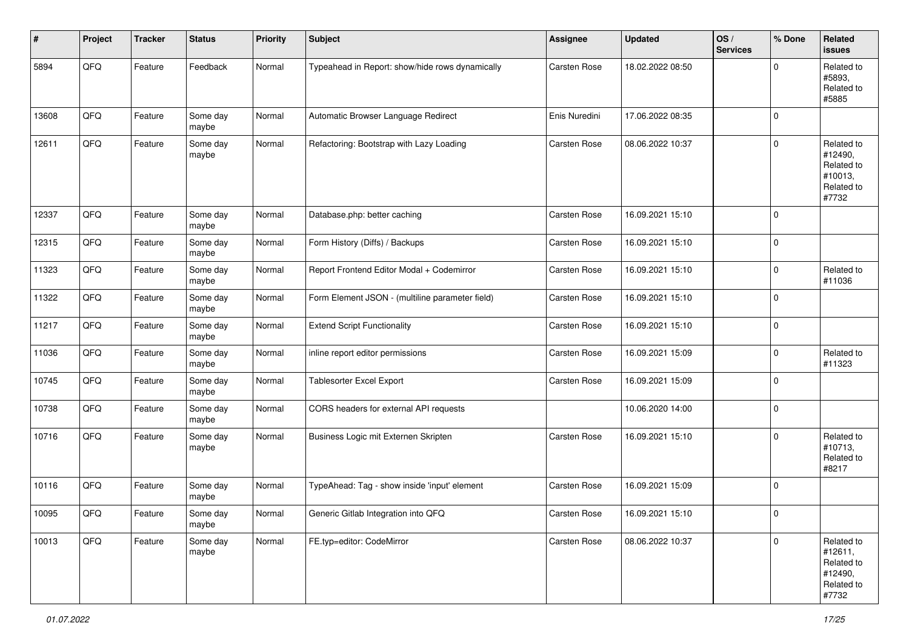| # | Project | Tracker | Status | Priority | Subject | Assignee | Updated | OS / Services | % Done | Related issues |
|---|---|---|---|---|---|---|---|---|---|---|
| 5894 | QFQ | Feature | Feedback | Normal | Typeahead in Report: show/hide rows dynamically | Carsten Rose | 18.02.2022 08:50 | | 0 | Related to #5893, Related to #5885 |
| 13608 | QFQ | Feature | Some day maybe | Normal | Automatic Browser Language Redirect | Enis Nuredini | 17.06.2022 08:35 | | 0 | |
| 12611 | QFQ | Feature | Some day maybe | Normal | Refactoring: Bootstrap with Lazy Loading | Carsten Rose | 08.06.2022 10:37 | | 0 | Related to #12490, Related to #10013, Related to #7732 |
| 12337 | QFQ | Feature | Some day maybe | Normal | Database.php: better caching | Carsten Rose | 16.09.2021 15:10 | | 0 | |
| 12315 | QFQ | Feature | Some day maybe | Normal | Form History (Diffs) / Backups | Carsten Rose | 16.09.2021 15:10 | | 0 | |
| 11323 | QFQ | Feature | Some day maybe | Normal | Report Frontend Editor Modal + Codemirror | Carsten Rose | 16.09.2021 15:10 | | 0 | Related to #11036 |
| 11322 | QFQ | Feature | Some day maybe | Normal | Form Element JSON - (multiline parameter field) | Carsten Rose | 16.09.2021 15:10 | | 0 | |
| 11217 | QFQ | Feature | Some day maybe | Normal | Extend Script Functionality | Carsten Rose | 16.09.2021 15:10 | | 0 | |
| 11036 | QFQ | Feature | Some day maybe | Normal | inline report editor permissions | Carsten Rose | 16.09.2021 15:09 | | 0 | Related to #11323 |
| 10745 | QFQ | Feature | Some day maybe | Normal | Tablesorter Excel Export | Carsten Rose | 16.09.2021 15:09 | | 0 | |
| 10738 | QFQ | Feature | Some day maybe | Normal | CORS headers for external API requests | | 10.06.2020 14:00 | | 0 | |
| 10716 | QFQ | Feature | Some day maybe | Normal | Business Logic mit Externen Skripten | Carsten Rose | 16.09.2021 15:10 | | 0 | Related to #10713, Related to #8217 |
| 10116 | QFQ | Feature | Some day maybe | Normal | TypeAhead: Tag - show inside 'input' element | Carsten Rose | 16.09.2021 15:09 | | 0 | |
| 10095 | QFQ | Feature | Some day maybe | Normal | Generic Gitlab Integration into QFQ | Carsten Rose | 16.09.2021 15:10 | | 0 | |
| 10013 | QFQ | Feature | Some day maybe | Normal | FE.typ=editor: CodeMirror | Carsten Rose | 08.06.2022 10:37 | | 0 | Related to #12611, Related to #12490, Related to #7732 |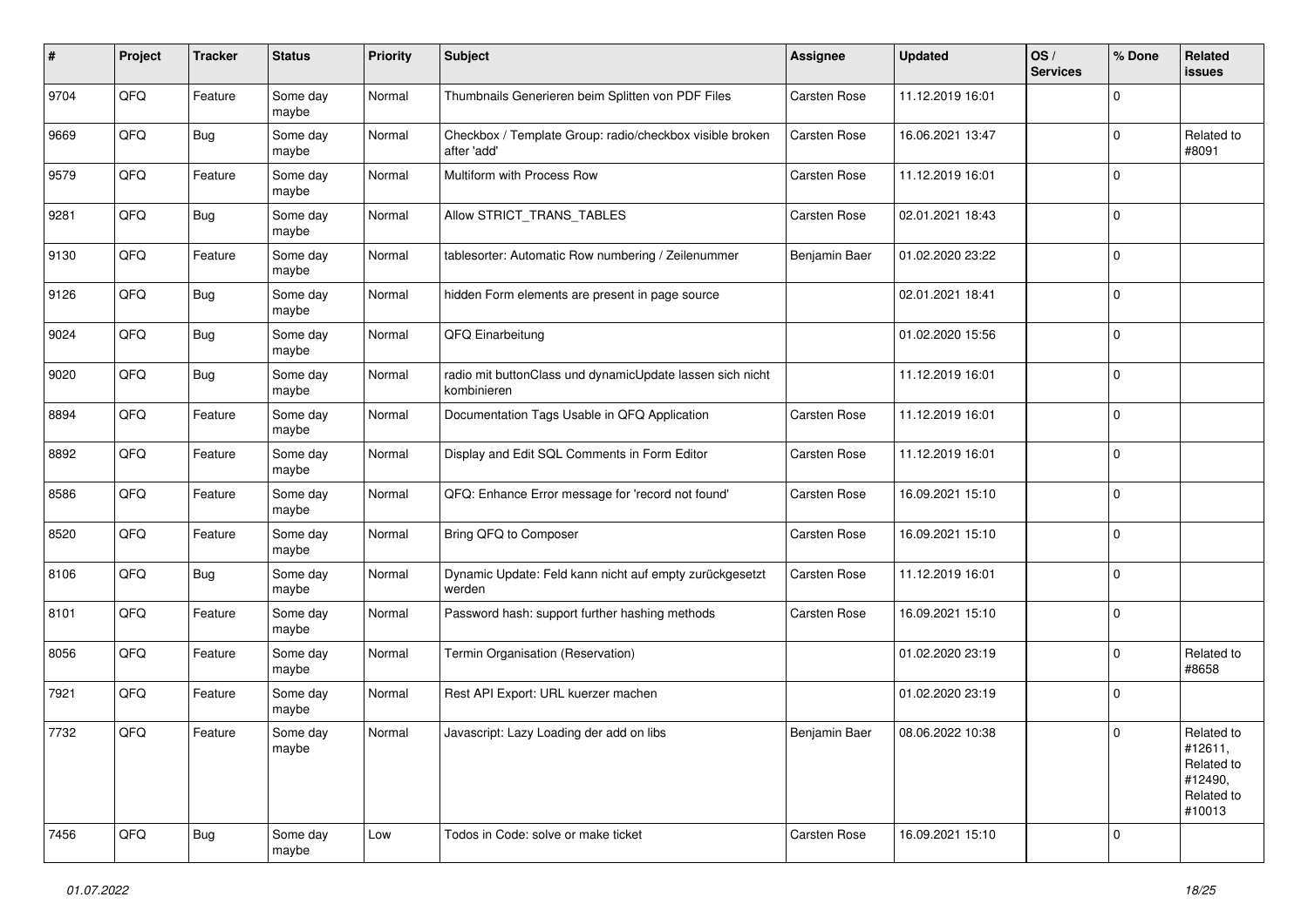| # | Project | Tracker | Status | Priority | Subject | Assignee | Updated | OS / Services | % Done | Related issues |
|---|---|---|---|---|---|---|---|---|---|---|
| 9704 | QFQ | Feature | Some day maybe | Normal | Thumbnails Generieren beim Splitten von PDF Files | Carsten Rose | 11.12.2019 16:01 | | 0 | |
| 9669 | QFQ | Bug | Some day maybe | Normal | Checkbox / Template Group: radio/checkbox visible broken after 'add' | Carsten Rose | 16.06.2021 13:47 | | 0 | Related to #8091 |
| 9579 | QFQ | Feature | Some day maybe | Normal | Multiform with Process Row | Carsten Rose | 11.12.2019 16:01 | | 0 | |
| 9281 | QFQ | Bug | Some day maybe | Normal | Allow STRICT_TRANS_TABLES | Carsten Rose | 02.01.2021 18:43 | | 0 | |
| 9130 | QFQ | Feature | Some day maybe | Normal | tablesorter: Automatic Row numbering / Zeilenummer | Benjamin Baer | 01.02.2020 23:22 | | 0 | |
| 9126 | QFQ | Bug | Some day maybe | Normal | hidden Form elements are present in page source | | 02.01.2021 18:41 | | 0 | |
| 9024 | QFQ | Bug | Some day maybe | Normal | QFQ Einarbeitung | | 01.02.2020 15:56 | | 0 | |
| 9020 | QFQ | Bug | Some day maybe | Normal | radio mit buttonClass und dynamicUpdate lassen sich nicht kombinieren | | 11.12.2019 16:01 | | 0 | |
| 8894 | QFQ | Feature | Some day maybe | Normal | Documentation Tags Usable in QFQ Application | Carsten Rose | 11.12.2019 16:01 | | 0 | |
| 8892 | QFQ | Feature | Some day maybe | Normal | Display and Edit SQL Comments in Form Editor | Carsten Rose | 11.12.2019 16:01 | | 0 | |
| 8586 | QFQ | Feature | Some day maybe | Normal | QFQ: Enhance Error message for 'record not found' | Carsten Rose | 16.09.2021 15:10 | | 0 | |
| 8520 | QFQ | Feature | Some day maybe | Normal | Bring QFQ to Composer | Carsten Rose | 16.09.2021 15:10 | | 0 | |
| 8106 | QFQ | Bug | Some day maybe | Normal | Dynamic Update: Feld kann nicht auf empty zurückgesetzt werden | Carsten Rose | 11.12.2019 16:01 | | 0 | |
| 8101 | QFQ | Feature | Some day maybe | Normal | Password hash: support further hashing methods | Carsten Rose | 16.09.2021 15:10 | | 0 | |
| 8056 | QFQ | Feature | Some day maybe | Normal | Termin Organisation (Reservation) | | 01.02.2020 23:19 | | 0 | Related to #8658 |
| 7921 | QFQ | Feature | Some day maybe | Normal | Rest API Export: URL kuerzer machen | | 01.02.2020 23:19 | | 0 | |
| 7732 | QFQ | Feature | Some day maybe | Normal | Javascript: Lazy Loading der add on libs | Benjamin Baer | 08.06.2022 10:38 | | 0 | Related to #12611, Related to #12490, Related to #10013 |
| 7456 | QFQ | Bug | Some day maybe | Low | Todos in Code: solve or make ticket | Carsten Rose | 16.09.2021 15:10 | | 0 | |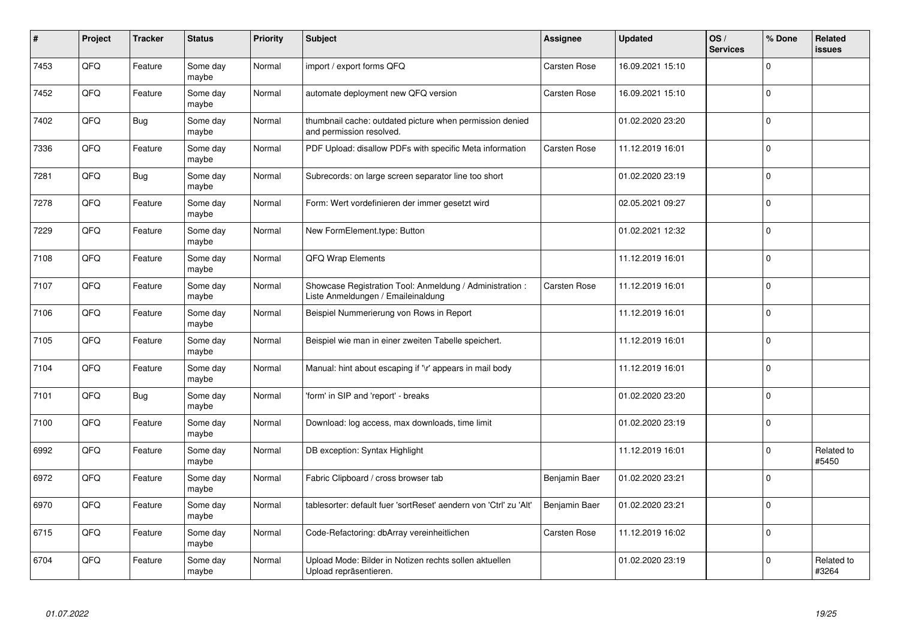| # | Project | Tracker | Status | Priority | Subject | Assignee | Updated | OS / Services | % Done | Related issues |
|---|---|---|---|---|---|---|---|---|---|---|
| 7453 | QFQ | Feature | Some day maybe | Normal | import / export forms QFQ | Carsten Rose | 16.09.2021 15:10 | | 0 | |
| 7452 | QFQ | Feature | Some day maybe | Normal | automate deployment new QFQ version | Carsten Rose | 16.09.2021 15:10 | | 0 | |
| 7402 | QFQ | Bug | Some day maybe | Normal | thumbnail cache: outdated picture when permission denied and permission resolved. | | 01.02.2020 23:20 | | 0 | |
| 7336 | QFQ | Feature | Some day maybe | Normal | PDF Upload: disallow PDFs with specific Meta information | Carsten Rose | 11.12.2019 16:01 | | 0 | |
| 7281 | QFQ | Bug | Some day maybe | Normal | Subrecords: on large screen separator line too short | | 01.02.2020 23:19 | | 0 | |
| 7278 | QFQ | Feature | Some day maybe | Normal | Form: Wert vordefinieren der immer gesetzt wird | | 02.05.2021 09:27 | | 0 | |
| 7229 | QFQ | Feature | Some day maybe | Normal | New FormElement.type: Button | | 01.02.2021 12:32 | | 0 | |
| 7108 | QFQ | Feature | Some day maybe | Normal | QFQ Wrap Elements | | 11.12.2019 16:01 | | 0 | |
| 7107 | QFQ | Feature | Some day maybe | Normal | Showcase Registration Tool: Anmeldung / Administration : Liste Anmeldungen / Emaileinaldung | Carsten Rose | 11.12.2019 16:01 | | 0 | |
| 7106 | QFQ | Feature | Some day maybe | Normal | Beispiel Nummerierung von Rows in Report | | 11.12.2019 16:01 | | 0 | |
| 7105 | QFQ | Feature | Some day maybe | Normal | Beispiel wie man in einer zweiten Tabelle speichert. | | 11.12.2019 16:01 | | 0 | |
| 7104 | QFQ | Feature | Some day maybe | Normal | Manual: hint about escaping if '\r' appears in mail body | | 11.12.2019 16:01 | | 0 | |
| 7101 | QFQ | Bug | Some day maybe | Normal | 'form' in SIP and 'report' - breaks | | 01.02.2020 23:20 | | 0 | |
| 7100 | QFQ | Feature | Some day maybe | Normal | Download: log access, max downloads, time limit | | 01.02.2020 23:19 | | 0 | |
| 6992 | QFQ | Feature | Some day maybe | Normal | DB exception: Syntax Highlight | | 11.12.2019 16:01 | | 0 | Related to #5450 |
| 6972 | QFQ | Feature | Some day maybe | Normal | Fabric Clipboard / cross browser tab | Benjamin Baer | 01.02.2020 23:21 | | 0 | |
| 6970 | QFQ | Feature | Some day maybe | Normal | tablesorter: default fuer 'sortReset' aendern von 'Ctrl' zu 'Alt' | Benjamin Baer | 01.02.2020 23:21 | | 0 | |
| 6715 | QFQ | Feature | Some day maybe | Normal | Code-Refactoring: dbArray vereinheitlichen | Carsten Rose | 11.12.2019 16:02 | | 0 | |
| 6704 | QFQ | Feature | Some day maybe | Normal | Upload Mode: Bilder in Notizen rechts sollen aktuellen Upload repräsentieren. | | 01.02.2020 23:19 | | 0 | Related to #3264 |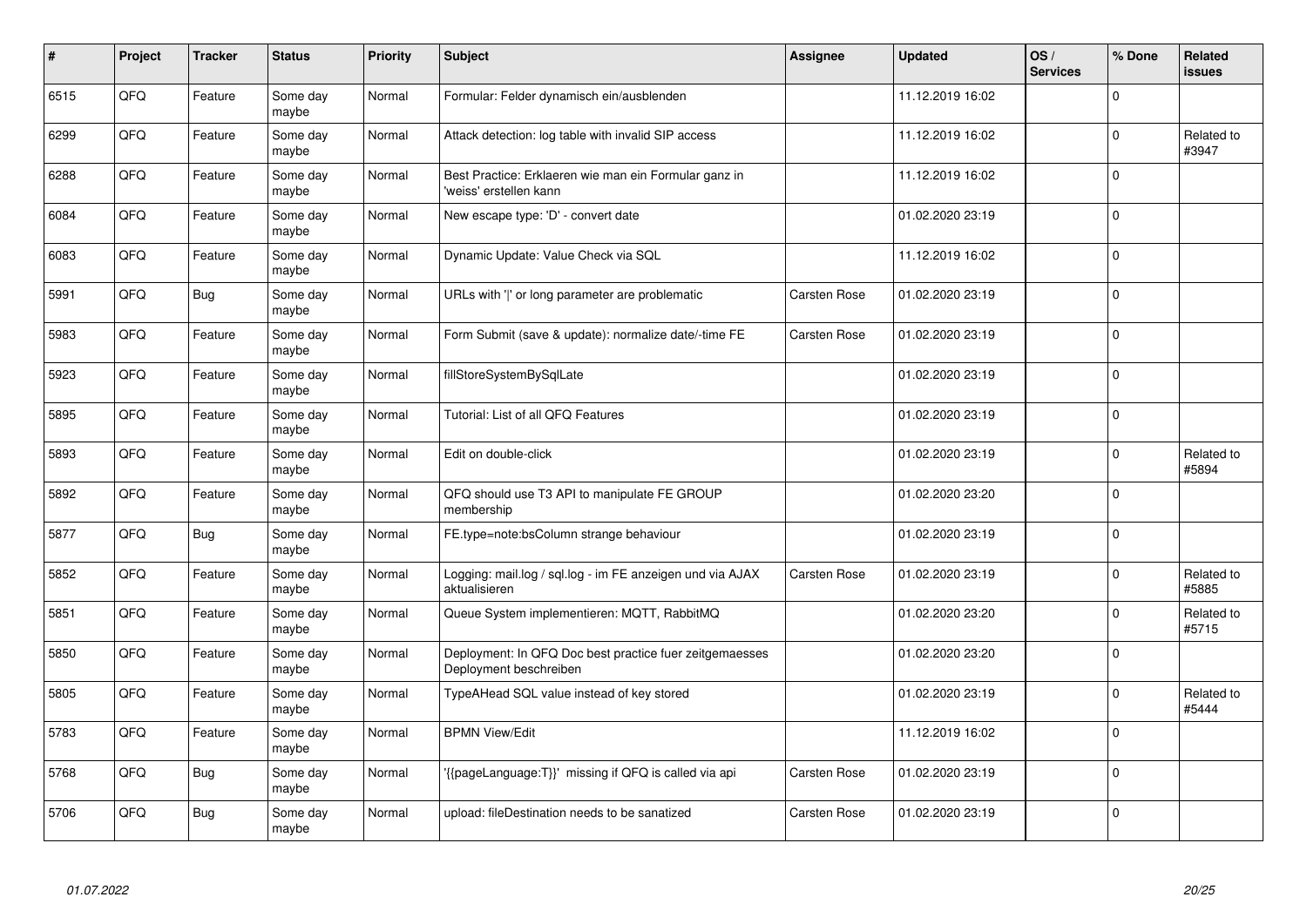| # | Project | Tracker | Status | Priority | Subject | Assignee | Updated | OS / Services | % Done | Related issues |
|---|---|---|---|---|---|---|---|---|---|---|
| 6515 | QFQ | Feature | Some day maybe | Normal | Formular: Felder dynamisch ein/ausblenden | | 11.12.2019 16:02 | | 0 | |
| 6299 | QFQ | Feature | Some day maybe | Normal | Attack detection: log table with invalid SIP access | | 11.12.2019 16:02 | | 0 | Related to #3947 |
| 6288 | QFQ | Feature | Some day maybe | Normal | Best Practice: Erklaeren wie man ein Formular ganz in 'weiss' erstellen kann | | 11.12.2019 16:02 | | 0 | |
| 6084 | QFQ | Feature | Some day maybe | Normal | New escape type: 'D' - convert date | | 01.02.2020 23:19 | | 0 | |
| 6083 | QFQ | Feature | Some day maybe | Normal | Dynamic Update: Value Check via SQL | | 11.12.2019 16:02 | | 0 | |
| 5991 | QFQ | Bug | Some day maybe | Normal | URLs with '\|' or long parameter are problematic | Carsten Rose | 01.02.2020 23:19 | | 0 | |
| 5983 | QFQ | Feature | Some day maybe | Normal | Form Submit (save & update): normalize date/-time FE | Carsten Rose | 01.02.2020 23:19 | | 0 | |
| 5923 | QFQ | Feature | Some day maybe | Normal | fillStoreSystemBySqlLate | | 01.02.2020 23:19 | | 0 | |
| 5895 | QFQ | Feature | Some day maybe | Normal | Tutorial: List of all QFQ Features | | 01.02.2020 23:19 | | 0 | |
| 5893 | QFQ | Feature | Some day maybe | Normal | Edit on double-click | | 01.02.2020 23:19 | | 0 | Related to #5894 |
| 5892 | QFQ | Feature | Some day maybe | Normal | QFQ should use T3 API to manipulate FE GROUP membership | | 01.02.2020 23:20 | | 0 | |
| 5877 | QFQ | Bug | Some day maybe | Normal | FE.type=note:bsColumn strange behaviour | | 01.02.2020 23:19 | | 0 | |
| 5852 | QFQ | Feature | Some day maybe | Normal | Logging: mail.log / sql.log - im FE anzeigen und via AJAX aktualisieren | Carsten Rose | 01.02.2020 23:19 | | 0 | Related to #5885 |
| 5851 | QFQ | Feature | Some day maybe | Normal | Queue System implementieren: MQTT, RabbitMQ | | 01.02.2020 23:20 | | 0 | Related to #5715 |
| 5850 | QFQ | Feature | Some day maybe | Normal | Deployment: In QFQ Doc best practice fuer zeitgemaesses Deployment beschreiben | | 01.02.2020 23:20 | | 0 | |
| 5805 | QFQ | Feature | Some day maybe | Normal | TypeAHead SQL value instead of key stored | | 01.02.2020 23:19 | | 0 | Related to #5444 |
| 5783 | QFQ | Feature | Some day maybe | Normal | BPMN View/Edit | | 11.12.2019 16:02 | | 0 | |
| 5768 | QFQ | Bug | Some day maybe | Normal | '{{pageLanguage:T}}' missing if QFQ is called via api | Carsten Rose | 01.02.2020 23:19 | | 0 | |
| 5706 | QFQ | Bug | Some day maybe | Normal | upload: fileDestination needs to be sanatized | Carsten Rose | 01.02.2020 23:19 | | 0 | |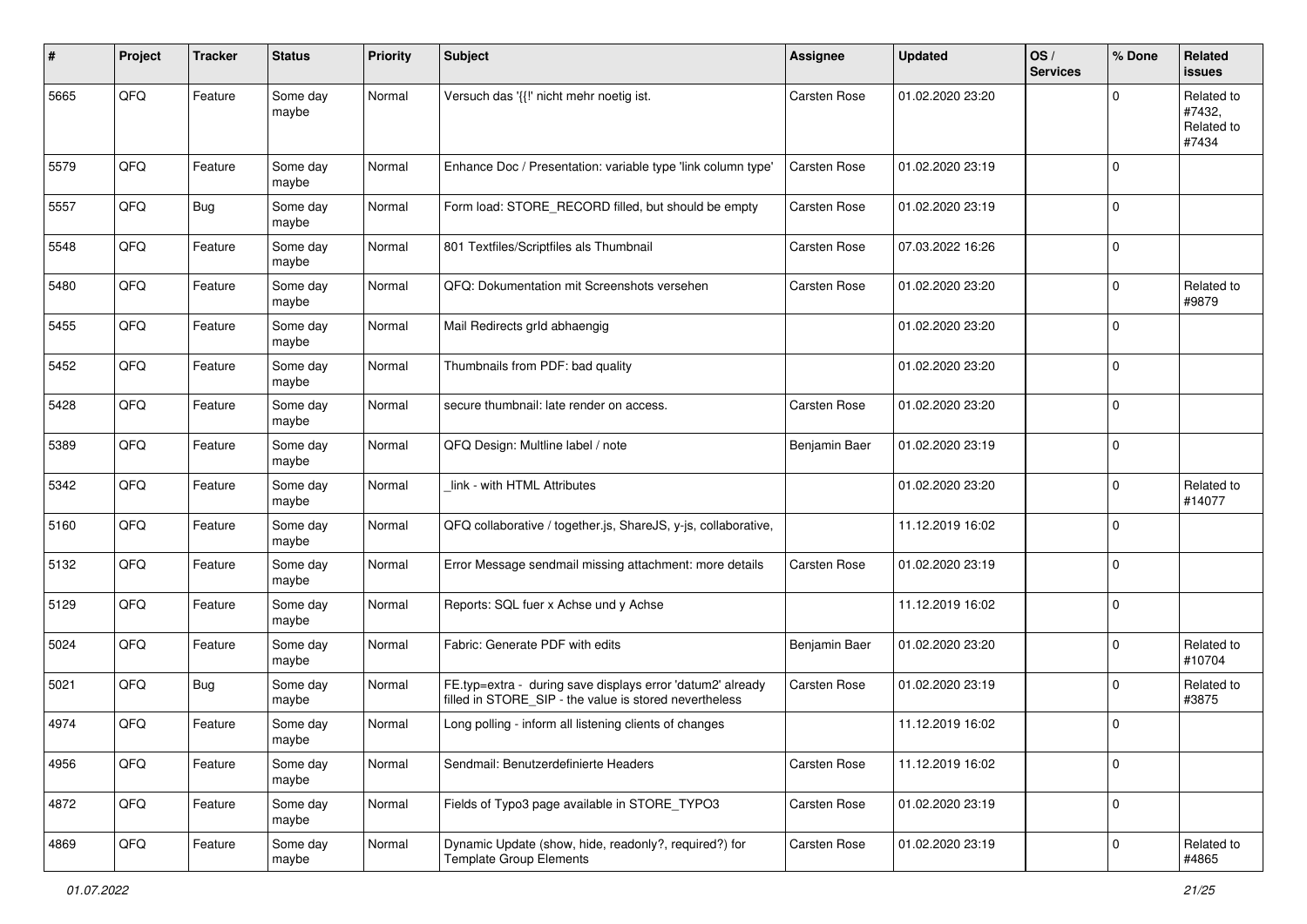| # | Project | Tracker | Status | Priority | Subject | Assignee | Updated | OS / Services | % Done | Related issues |
|---|---|---|---|---|---|---|---|---|---|---|
| 5665 | QFQ | Feature | Some day maybe | Normal | Versuch das '{{!' nicht mehr noetig ist. | Carsten Rose | 01.02.2020 23:20 | | 0 | Related to #7432, Related to #7434 |
| 5579 | QFQ | Feature | Some day maybe | Normal | Enhance Doc / Presentation: variable type 'link column type' | Carsten Rose | 01.02.2020 23:19 | | 0 | |
| 5557 | QFQ | Bug | Some day maybe | Normal | Form load: STORE_RECORD filled, but should be empty | Carsten Rose | 01.02.2020 23:19 | | 0 | |
| 5548 | QFQ | Feature | Some day maybe | Normal | 801 Textfiles/Scriptfiles als Thumbnail | Carsten Rose | 07.03.2022 16:26 | | 0 | |
| 5480 | QFQ | Feature | Some day maybe | Normal | QFQ: Dokumentation mit Screenshots versehen | Carsten Rose | 01.02.2020 23:20 | | 0 | Related to #9879 |
| 5455 | QFQ | Feature | Some day maybe | Normal | Mail Redirects grId abhaengig | | 01.02.2020 23:20 | | 0 | |
| 5452 | QFQ | Feature | Some day maybe | Normal | Thumbnails from PDF: bad quality | | 01.02.2020 23:20 | | 0 | |
| 5428 | QFQ | Feature | Some day maybe | Normal | secure thumbnail: late render on access. | Carsten Rose | 01.02.2020 23:20 | | 0 | |
| 5389 | QFQ | Feature | Some day maybe | Normal | QFQ Design: Multline label / note | Benjamin Baer | 01.02.2020 23:19 | | 0 | |
| 5342 | QFQ | Feature | Some day maybe | Normal | _link - with HTML Attributes | | 01.02.2020 23:20 | | 0 | Related to #14077 |
| 5160 | QFQ | Feature | Some day maybe | Normal | QFQ collaborative / together.js, ShareJS, y-js, collaborative, | | 11.12.2019 16:02 | | 0 | |
| 5132 | QFQ | Feature | Some day maybe | Normal | Error Message sendmail missing attachment: more details | Carsten Rose | 01.02.2020 23:19 | | 0 | |
| 5129 | QFQ | Feature | Some day maybe | Normal | Reports: SQL fuer x Achse und y Achse | | 11.12.2019 16:02 | | 0 | |
| 5024 | QFQ | Feature | Some day maybe | Normal | Fabric: Generate PDF with edits | Benjamin Baer | 01.02.2020 23:20 | | 0 | Related to #10704 |
| 5021 | QFQ | Bug | Some day maybe | Normal | FE.typ=extra - during save displays error 'datum2' already filled in STORE_SIP - the value is stored nevertheless | Carsten Rose | 01.02.2020 23:19 | | 0 | Related to #3875 |
| 4974 | QFQ | Feature | Some day maybe | Normal | Long polling - inform all listening clients of changes | | 11.12.2019 16:02 | | 0 | |
| 4956 | QFQ | Feature | Some day maybe | Normal | Sendmail: Benutzerdefinierte Headers | Carsten Rose | 11.12.2019 16:02 | | 0 | |
| 4872 | QFQ | Feature | Some day maybe | Normal | Fields of Typo3 page available in STORE_TYPO3 | Carsten Rose | 01.02.2020 23:19 | | 0 | |
| 4869 | QFQ | Feature | Some day maybe | Normal | Dynamic Update (show, hide, readonly?, required?) for Template Group Elements | Carsten Rose | 01.02.2020 23:19 | | 0 | Related to #4865 |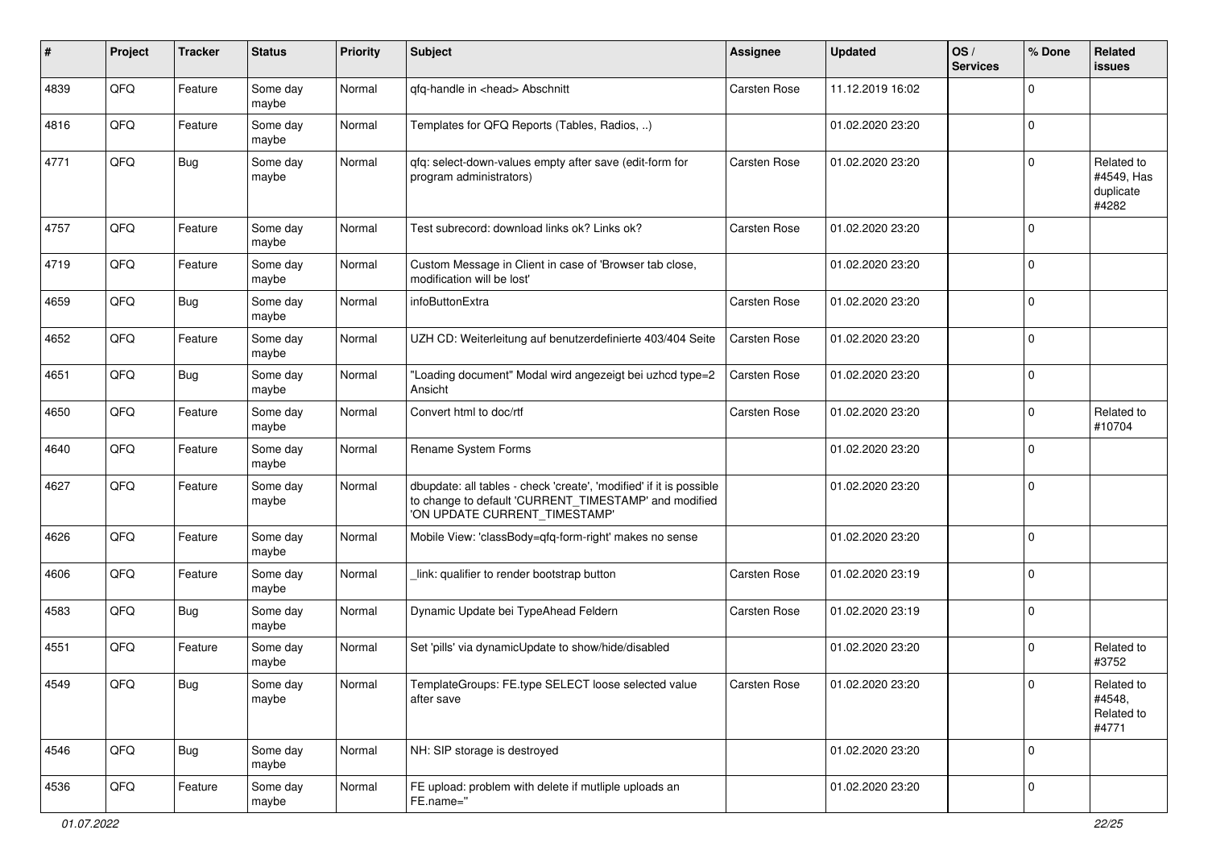| # | Project | Tracker | Status | Priority | Subject | Assignee | Updated | OS / Services | % Done | Related issues |
|---|---|---|---|---|---|---|---|---|---|---|
| 4839 | QFQ | Feature | Some day maybe | Normal | qfq-handle in <head> Abschnitt | Carsten Rose | 11.12.2019 16:02 | | 0 | |
| 4816 | QFQ | Feature | Some day maybe | Normal | Templates for QFQ Reports (Tables, Radios, ..) | | 01.02.2020 23:20 | | 0 | |
| 4771 | QFQ | Bug | Some day maybe | Normal | qfq: select-down-values empty after save (edit-form for program administrators) | Carsten Rose | 01.02.2020 23:20 | | 0 | Related to #4549, Has duplicate #4282 |
| 4757 | QFQ | Feature | Some day maybe | Normal | Test subrecord: download links ok? Links ok? | Carsten Rose | 01.02.2020 23:20 | | 0 | |
| 4719 | QFQ | Feature | Some day maybe | Normal | Custom Message in Client in case of 'Browser tab close, modification will be lost' | | 01.02.2020 23:20 | | 0 | |
| 4659 | QFQ | Bug | Some day maybe | Normal | infoButtonExtra | Carsten Rose | 01.02.2020 23:20 | | 0 | |
| 4652 | QFQ | Feature | Some day maybe | Normal | UZH CD: Weiterleitung auf benutzerdefinierte 403/404 Seite | Carsten Rose | 01.02.2020 23:20 | | 0 | |
| 4651 | QFQ | Bug | Some day maybe | Normal | "Loading document" Modal wird angezeigt bei uzhcd type=2 Ansicht | Carsten Rose | 01.02.2020 23:20 | | 0 | |
| 4650 | QFQ | Feature | Some day maybe | Normal | Convert html to doc/rtf | Carsten Rose | 01.02.2020 23:20 | | 0 | Related to #10704 |
| 4640 | QFQ | Feature | Some day maybe | Normal | Rename System Forms | | 01.02.2020 23:20 | | 0 | |
| 4627 | QFQ | Feature | Some day maybe | Normal | dbupdate: all tables - check 'create', 'modified' if it is possible to change to default 'CURRENT_TIMESTAMP' and modified 'ON UPDATE CURRENT_TIMESTAMP' | | 01.02.2020 23:20 | | 0 | |
| 4626 | QFQ | Feature | Some day maybe | Normal | Mobile View: 'classBody=qfq-form-right' makes no sense | | 01.02.2020 23:20 | | 0 | |
| 4606 | QFQ | Feature | Some day maybe | Normal | _link: qualifier to render bootstrap button | Carsten Rose | 01.02.2020 23:19 | | 0 | |
| 4583 | QFQ | Bug | Some day maybe | Normal | Dynamic Update bei TypeAhead Feldern | Carsten Rose | 01.02.2020 23:19 | | 0 | |
| 4551 | QFQ | Feature | Some day maybe | Normal | Set 'pills' via dynamicUpdate to show/hide/disabled | | 01.02.2020 23:20 | | 0 | Related to #3752 |
| 4549 | QFQ | Bug | Some day maybe | Normal | TemplateGroups: FE.type SELECT loose selected value after save | Carsten Rose | 01.02.2020 23:20 | | 0 | Related to #4548, Related to #4771 |
| 4546 | QFQ | Bug | Some day maybe | Normal | NH: SIP storage is destroyed | | 01.02.2020 23:20 | | 0 | |
| 4536 | QFQ | Feature | Some day maybe | Normal | FE upload: problem with delete if mutliple uploads an FE.name=" | | 01.02.2020 23:20 | | 0 | |

01.07.2022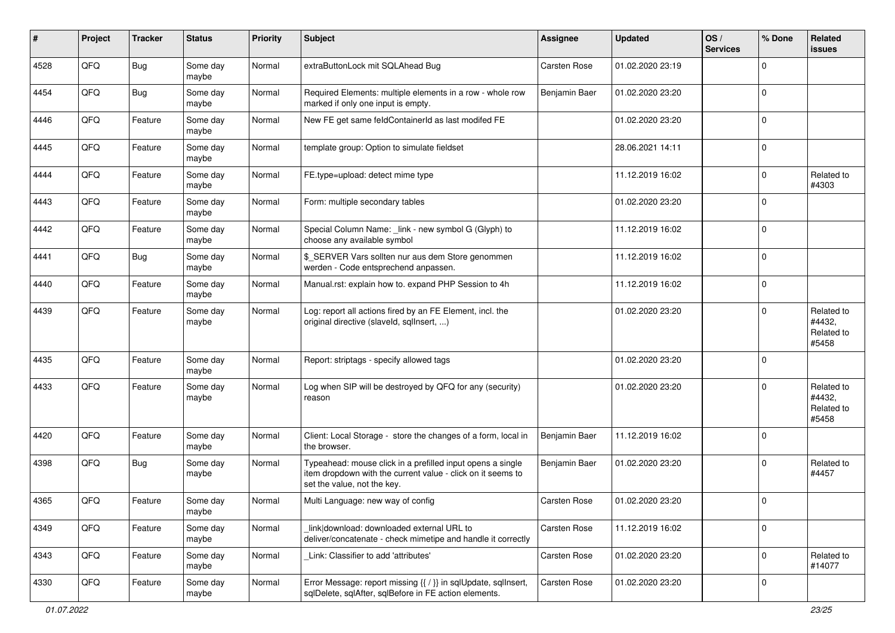| # | Project | Tracker | Status | Priority | Subject | Assignee | Updated | OS / Services | % Done | Related issues |
|---|---|---|---|---|---|---|---|---|---|---|
| 4528 | QFQ | Bug | Some day maybe | Normal | extraButtonLock mit SQLAhead Bug | Carsten Rose | 01.02.2020 23:19 | | 0 | |
| 4454 | QFQ | Bug | Some day maybe | Normal | Required Elements: multiple elements in a row - whole row marked if only one input is empty. | Benjamin Baer | 01.02.2020 23:20 | | 0 | |
| 4446 | QFQ | Feature | Some day maybe | Normal | New FE get same feldContainerId as last modifed FE | | 01.02.2020 23:20 | | 0 | |
| 4445 | QFQ | Feature | Some day maybe | Normal | template group: Option to simulate fieldset | | 28.06.2021 14:11 | | 0 | |
| 4444 | QFQ | Feature | Some day maybe | Normal | FE.type=upload: detect mime type | | 11.12.2019 16:02 | | 0 | Related to #4303 |
| 4443 | QFQ | Feature | Some day maybe | Normal | Form: multiple secondary tables | | 01.02.2020 23:20 | | 0 | |
| 4442 | QFQ | Feature | Some day maybe | Normal | Special Column Name: _link - new symbol G (Glyph) to choose any available symbol | | 11.12.2019 16:02 | | 0 | |
| 4441 | QFQ | Bug | Some day maybe | Normal | $_SERVER Vars sollten nur aus dem Store genommen werden - Code entsprechend anpassen. | | 11.12.2019 16:02 | | 0 | |
| 4440 | QFQ | Feature | Some day maybe | Normal | Manual.rst: explain how to. expand PHP Session to 4h | | 11.12.2019 16:02 | | 0 | |
| 4439 | QFQ | Feature | Some day maybe | Normal | Log: report all actions fired by an FE Element, incl. the original directive (slaveId, sqlInsert, ...) | | 01.02.2020 23:20 | | 0 | Related to #4432, Related to #5458 |
| 4435 | QFQ | Feature | Some day maybe | Normal | Report: striptags - specify allowed tags | | 01.02.2020 23:20 | | 0 | |
| 4433 | QFQ | Feature | Some day maybe | Normal | Log when SIP will be destroyed by QFQ for any (security) reason | | 01.02.2020 23:20 | | 0 | Related to #4432, Related to #5458 |
| 4420 | QFQ | Feature | Some day maybe | Normal | Client: Local Storage - store the changes of a form, local in the browser. | Benjamin Baer | 11.12.2019 16:02 | | 0 | |
| 4398 | QFQ | Bug | Some day maybe | Normal | Typeahead: mouse click in a prefilled input opens a single item dropdown with the current value - click on it seems to set the value, not the key. | Benjamin Baer | 01.02.2020 23:20 | | 0 | Related to #4457 |
| 4365 | QFQ | Feature | Some day maybe | Normal | Multi Language: new way of config | Carsten Rose | 01.02.2020 23:20 | | 0 | |
| 4349 | QFQ | Feature | Some day maybe | Normal | _link\|download: downloaded external URL to deliver/concatenate - check mimetipe and handle it correctly | Carsten Rose | 11.12.2019 16:02 | | 0 | |
| 4343 | QFQ | Feature | Some day maybe | Normal | _Link: Classifier to add 'attributes' | Carsten Rose | 01.02.2020 23:20 | | 0 | Related to #14077 |
| 4330 | QFQ | Feature | Some day maybe | Normal | Error Message: report missing {{ / }} in sqlUpdate, sqlInsert, sqlDelete, sqlAfter, sqlBefore in FE action elements. | Carsten Rose | 01.02.2020 23:20 | | 0 | |

01.07.2022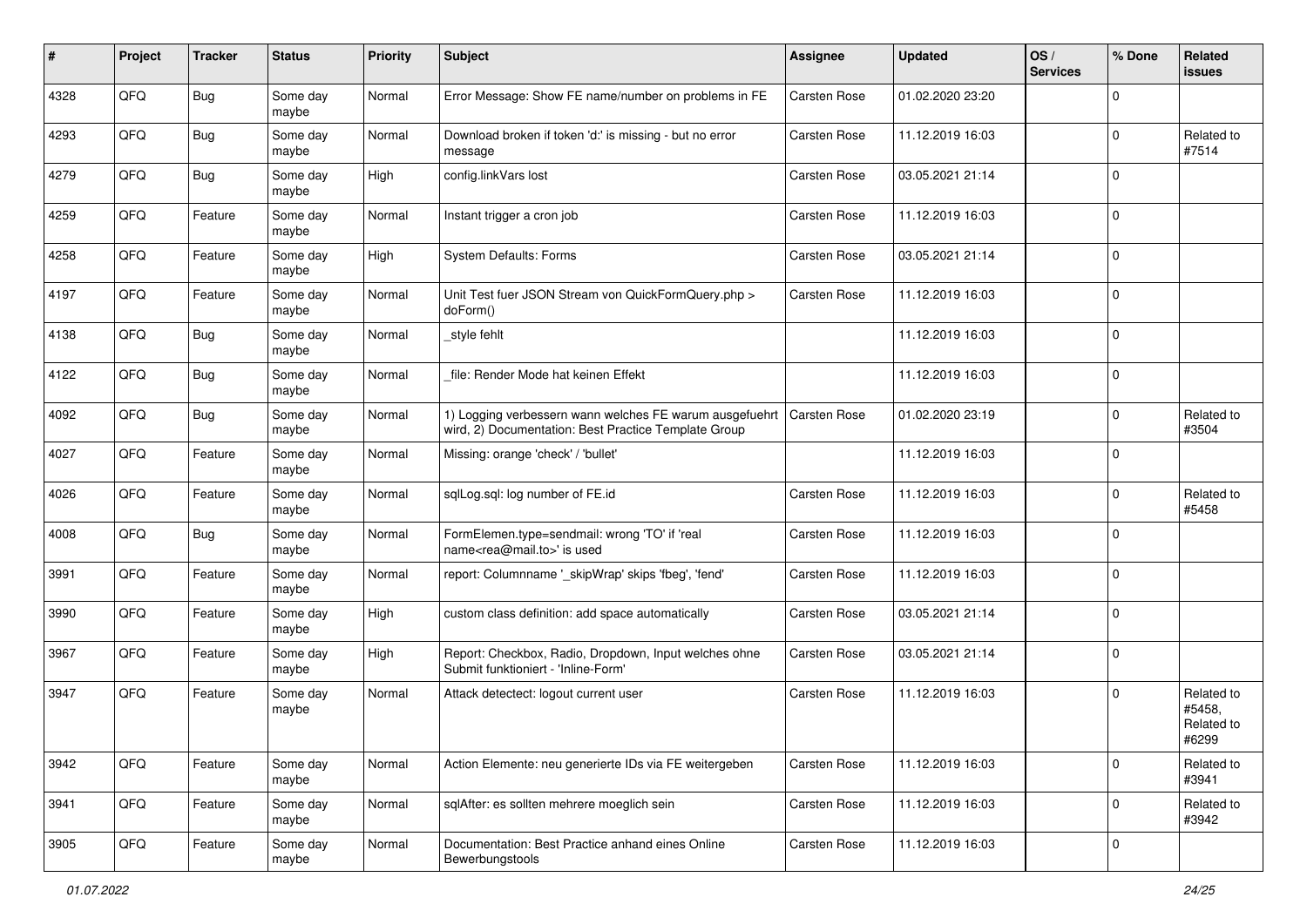| # | Project | Tracker | Status | Priority | Subject | Assignee | Updated | OS / Services | % Done | Related issues |
|---|---|---|---|---|---|---|---|---|---|---|
| 4328 | QFQ | Bug | Some day maybe | Normal | Error Message: Show FE name/number on problems in FE | Carsten Rose | 01.02.2020 23:20 | | 0 | |
| 4293 | QFQ | Bug | Some day maybe | Normal | Download broken if token 'd:' is missing - but no error message | Carsten Rose | 11.12.2019 16:03 | | 0 | Related to #7514 |
| 4279 | QFQ | Bug | Some day maybe | High | config.linkVars lost | Carsten Rose | 03.05.2021 21:14 | | 0 | |
| 4259 | QFQ | Feature | Some day maybe | Normal | Instant trigger a cron job | Carsten Rose | 11.12.2019 16:03 | | 0 | |
| 4258 | QFQ | Feature | Some day maybe | High | System Defaults: Forms | Carsten Rose | 03.05.2021 21:14 | | 0 | |
| 4197 | QFQ | Feature | Some day maybe | Normal | Unit Test fuer JSON Stream von QuickFormQuery.php > doForm() | Carsten Rose | 11.12.2019 16:03 | | 0 | |
| 4138 | QFQ | Bug | Some day maybe | Normal | _style fehlt | | 11.12.2019 16:03 | | 0 | |
| 4122 | QFQ | Bug | Some day maybe | Normal | _file: Render Mode hat keinen Effekt | | 11.12.2019 16:03 | | 0 | |
| 4092 | QFQ | Bug | Some day maybe | Normal | 1) Logging verbessern wann welches FE warum ausgefuehrt wird, 2) Documentation: Best Practice Template Group | Carsten Rose | 01.02.2020 23:19 | | 0 | Related to #3504 |
| 4027 | QFQ | Feature | Some day maybe | Normal | Missing: orange 'check' / 'bullet' | | 11.12.2019 16:03 | | 0 | |
| 4026 | QFQ | Feature | Some day maybe | Normal | sqlLog.sql: log number of FE.id | Carsten Rose | 11.12.2019 16:03 | | 0 | Related to #5458 |
| 4008 | QFQ | Bug | Some day maybe | Normal | FormElemen.type=sendmail: wrong 'TO' if 'real name<rea@mail.to>' is used | Carsten Rose | 11.12.2019 16:03 | | 0 | |
| 3991 | QFQ | Feature | Some day maybe | Normal | report: Columnname '_skipWrap' skips 'fbeg', 'fend' | Carsten Rose | 11.12.2019 16:03 | | 0 | |
| 3990 | QFQ | Feature | Some day maybe | High | custom class definition: add space automatically | Carsten Rose | 03.05.2021 21:14 | | 0 | |
| 3967 | QFQ | Feature | Some day maybe | High | Report: Checkbox, Radio, Dropdown, Input welches ohne Submit funktioniert - 'Inline-Form' | Carsten Rose | 03.05.2021 21:14 | | 0 | |
| 3947 | QFQ | Feature | Some day maybe | Normal | Attack detectect: logout current user | Carsten Rose | 11.12.2019 16:03 | | 0 | Related to #5458, Related to #6299 |
| 3942 | QFQ | Feature | Some day maybe | Normal | Action Elemente: neu generierte IDs via FE weitergeben | Carsten Rose | 11.12.2019 16:03 | | 0 | Related to #3941 |
| 3941 | QFQ | Feature | Some day maybe | Normal | sqlAfter: es sollten mehrere moeglich sein | Carsten Rose | 11.12.2019 16:03 | | 0 | Related to #3942 |
| 3905 | QFQ | Feature | Some day maybe | Normal | Documentation: Best Practice anhand eines Online Bewerbungstools | Carsten Rose | 11.12.2019 16:03 | | 0 | |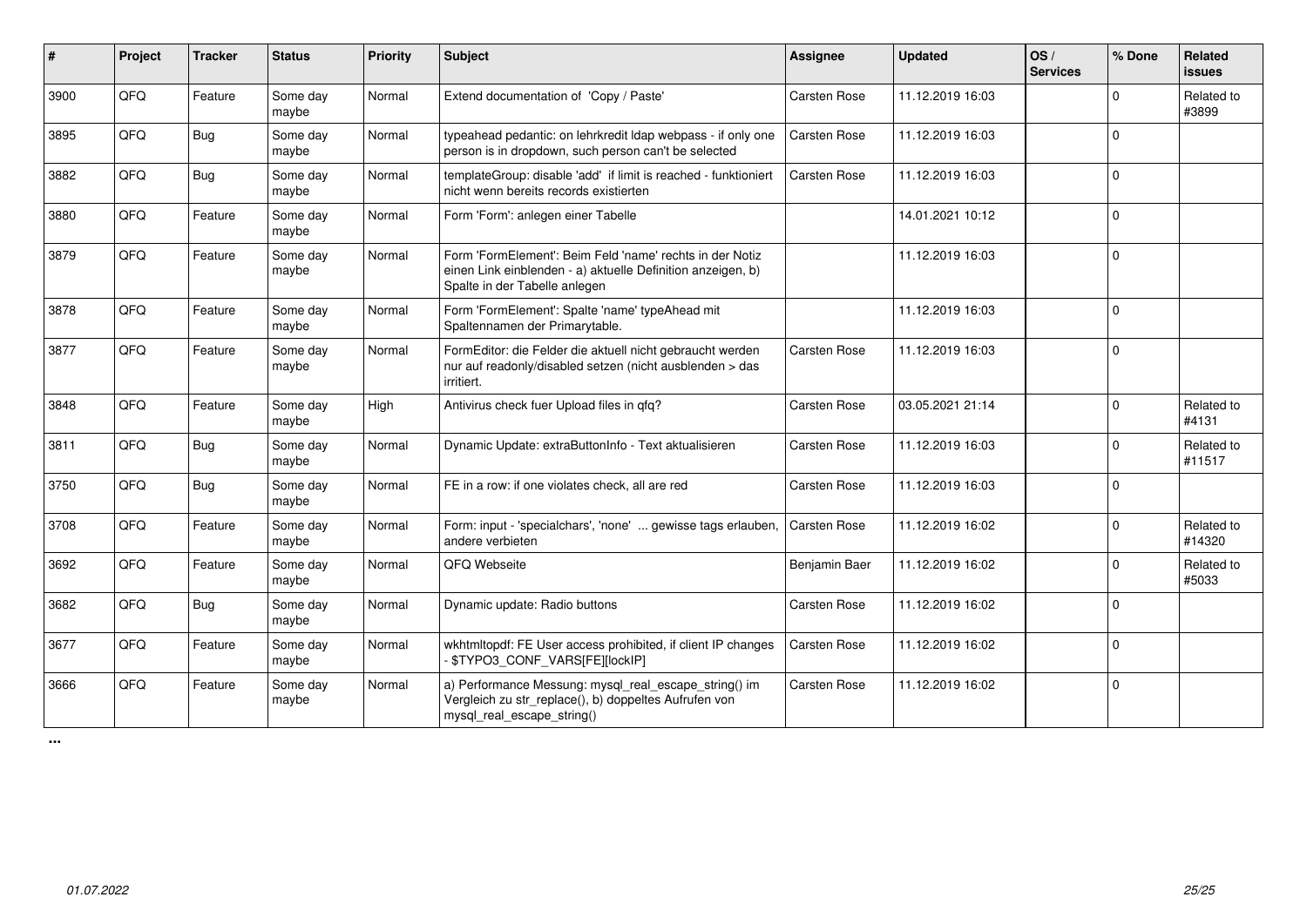| # | Project | Tracker | Status | Priority | Subject | Assignee | Updated | OS / Services | % Done | Related issues |
|---|---|---|---|---|---|---|---|---|---|---|
| 3900 | QFQ | Feature | Some day maybe | Normal | Extend documentation of 'Copy / Paste' | Carsten Rose | 11.12.2019 16:03 | | 0 | Related to #3899 |
| 3895 | QFQ | Bug | Some day maybe | Normal | typeahead pedantic: on lehrkredit ldap webpass - if only one person is in dropdown, such person can't be selected | Carsten Rose | 11.12.2019 16:03 | | 0 | |
| 3882 | QFQ | Bug | Some day maybe | Normal | templateGroup: disable 'add' if limit is reached - funktioniert nicht wenn bereits records existierten | Carsten Rose | 11.12.2019 16:03 | | 0 | |
| 3880 | QFQ | Feature | Some day maybe | Normal | Form 'Form': anlegen einer Tabelle | | 14.01.2021 10:12 | | 0 | |
| 3879 | QFQ | Feature | Some day maybe | Normal | Form 'FormElement': Beim Feld 'name' rechts in der Notiz einen Link einblenden - a) aktuelle Definition anzeigen, b) Spalte in der Tabelle anlegen | | 11.12.2019 16:03 | | 0 | |
| 3878 | QFQ | Feature | Some day maybe | Normal | Form 'FormElement': Spalte 'name' typeAhead mit Spaltennamen der Primarytable. | | 11.12.2019 16:03 | | 0 | |
| 3877 | QFQ | Feature | Some day maybe | Normal | FormEditor: die Felder die aktuell nicht gebraucht werden nur auf readonly/disabled setzen (nicht ausblenden > das irritiert. | Carsten Rose | 11.12.2019 16:03 | | 0 | |
| 3848 | QFQ | Feature | Some day maybe | High | Antivirus check fuer Upload files in qfq? | Carsten Rose | 03.05.2021 21:14 | | 0 | Related to #4131 |
| 3811 | QFQ | Bug | Some day maybe | Normal | Dynamic Update: extraButtonInfo - Text aktualisieren | Carsten Rose | 11.12.2019 16:03 | | 0 | Related to #11517 |
| 3750 | QFQ | Bug | Some day maybe | Normal | FE in a row: if one violates check, all are red | Carsten Rose | 11.12.2019 16:03 | | 0 | |
| 3708 | QFQ | Feature | Some day maybe | Normal | Form: input - 'specialchars', 'none' ... gewisse tags erlauben, andere verbieten | Carsten Rose | 11.12.2019 16:02 | | 0 | Related to #14320 |
| 3692 | QFQ | Feature | Some day maybe | Normal | QFQ Webseite | Benjamin Baer | 11.12.2019 16:02 | | 0 | Related to #5033 |
| 3682 | QFQ | Bug | Some day maybe | Normal | Dynamic update: Radio buttons | Carsten Rose | 11.12.2019 16:02 | | 0 | |
| 3677 | QFQ | Feature | Some day maybe | Normal | wkhtmltopdf: FE User access prohibited, if client IP changes - $TYPO3_CONF_VARS[FE][lockIP] | Carsten Rose | 11.12.2019 16:02 | | 0 | |
| 3666 | QFQ | Feature | Some day maybe | Normal | a) Performance Messung: mysql_real_escape_string() im Vergleich zu str_replace(), b) doppeltes Aufrufen von mysql_real_escape_string() | Carsten Rose | 11.12.2019 16:02 | | 0 | |

...